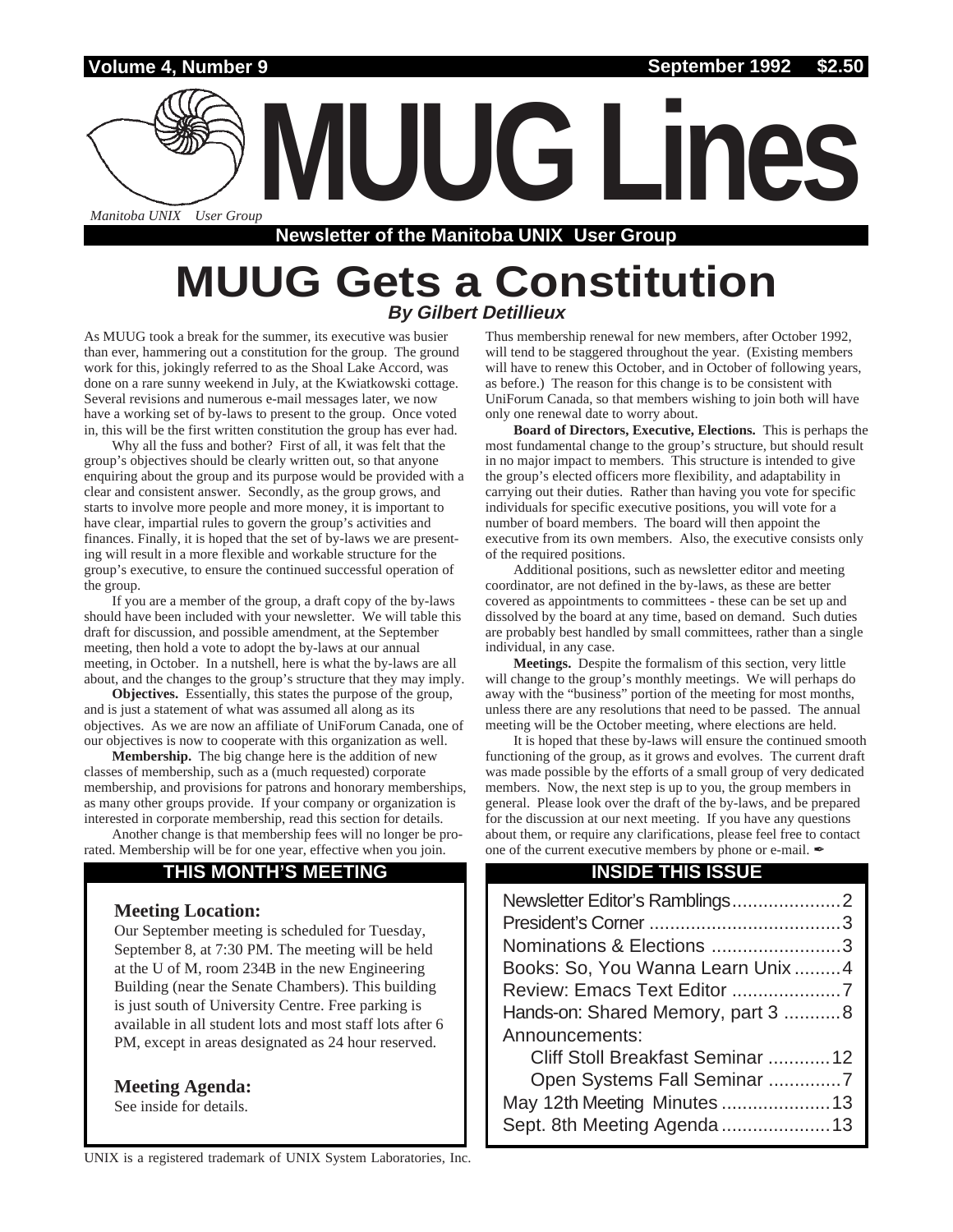Volume 4, Number 9 — September 1992 — $2.50

# MUUG Lines

*Manitoba UNIX User Group*

**Newsletter of the Manitoba UNIX User Group**

# MUUG Gets a Constitution

***By Gilbert Detillieux***

As MUUG took a break for the summer, its executive was busier than ever, hammering out a constitution for the group. The ground work for this, jokingly referred to as the Shoal Lake Accord, was done on a rare sunny weekend in July, at the Kwiatkowski cottage. Several revisions and numerous e-mail messages later, we now have a working set of by-laws to present to the group. Once voted in, this will be the first written constitution the group has ever had.

Why all the fuss and bother? First of all, it was felt that the group's objectives should be clearly written out, so that anyone enquiring about the group and its purpose would be provided with a clear and consistent answer. Secondly, as the group grows, and starts to involve more people and more money, it is important to have clear, impartial rules to govern the group's activities and finances. Finally, it is hoped that the set of by-laws we are presenting will result in a more flexible and workable structure for the group's executive, to ensure the continued successful operation of the group.

If you are a member of the group, a draft copy of the by-laws should have been included with your newsletter. We will table this draft for discussion, and possible amendment, at the September meeting, then hold a vote to adopt the by-laws at our annual meeting, in October. In a nutshell, here is what the by-laws are all about, and the changes to the group's structure that they may imply.

**Objectives.** Essentially, this states the purpose of the group, and is just a statement of what was assumed all along as its objectives. As we are now an affiliate of UniForum Canada, one of our objectives is now to cooperate with this organization as well.

**Membership.** The big change here is the addition of new classes of membership, such as a (much requested) corporate membership, and provisions for patrons and honorary memberships, as many other groups provide. If your company or organization is interested in corporate membership, read this section for details.

Another change is that membership fees will no longer be pro-rated. Membership will be for one year, effective when you join. Thus membership renewal for new members, after October 1992, will tend to be staggered throughout the year. (Existing members will have to renew this October, and in October of following years, as before.) The reason for this change is to be consistent with UniForum Canada, so that members wishing to join both will have only one renewal date to worry about.

**Board of Directors, Executive, Elections.** This is perhaps the most fundamental change to the group's structure, but should result in no major impact to members. This structure is intended to give the group's elected officers more flexibility, and adaptability in carrying out their duties. Rather than having you vote for specific individuals for specific executive positions, you will vote for a number of board members. The board will then appoint the executive from its own members. Also, the executive consists only of the required positions.

Additional positions, such as newsletter editor and meeting coordinator, are not defined in the by-laws, as these are better covered as appointments to committees - these can be set up and dissolved by the board at any time, based on demand. Such duties are probably best handled by small committees, rather than a single individual, in any case.

**Meetings.** Despite the formalism of this section, very little will change to the group's monthly meetings. We will perhaps do away with the "business" portion of the meeting for most months, unless there are any resolutions that need to be passed. The annual meeting will be the October meeting, where elections are held.

It is hoped that these by-laws will ensure the continued smooth functioning of the group, as it grows and evolves. The current draft was made possible by the efforts of a small group of very dedicated members. Now, the next step is up to you, the group members in general. Please look over the draft of the by-laws, and be prepared for the discussion at our next meeting. If you have any questions about them, or require any clarifications, please feel free to contact one of the current executive members by phone or e-mail. ✒

## THIS MONTH'S MEETING

### Meeting Location:

Our September meeting is scheduled for Tuesday, September 8, at 7:30 PM. The meeting will be held at the U of M, room 234B in the new Engineering Building (near the Senate Chambers). This building is just south of University Centre. Free parking is available in all student lots and most staff lots after 6 PM, except in areas designated as 24 hour reserved.

### Meeting Agenda:

See inside for details.

## INSIDE THIS ISSUE

- Newsletter Editor's Ramblings....................2
- President's Corner ....................................3
- Nominations & Elections ..........................3
- Books: So, You Wanna Learn Unix ..........4
- Review: Emacs Text Editor .......................7
- Hands-on: Shared Memory, part 3 ...........8
- Announcements:
  - Cliff Stoll Breakfast Seminar ............12
  - Open Systems Fall Seminar ..............7
- May 12th Meeting Minutes .....................13
- Sept. 8th Meeting Agenda .....................13

UNIX is a registered trademark of UNIX System Laboratories, Inc.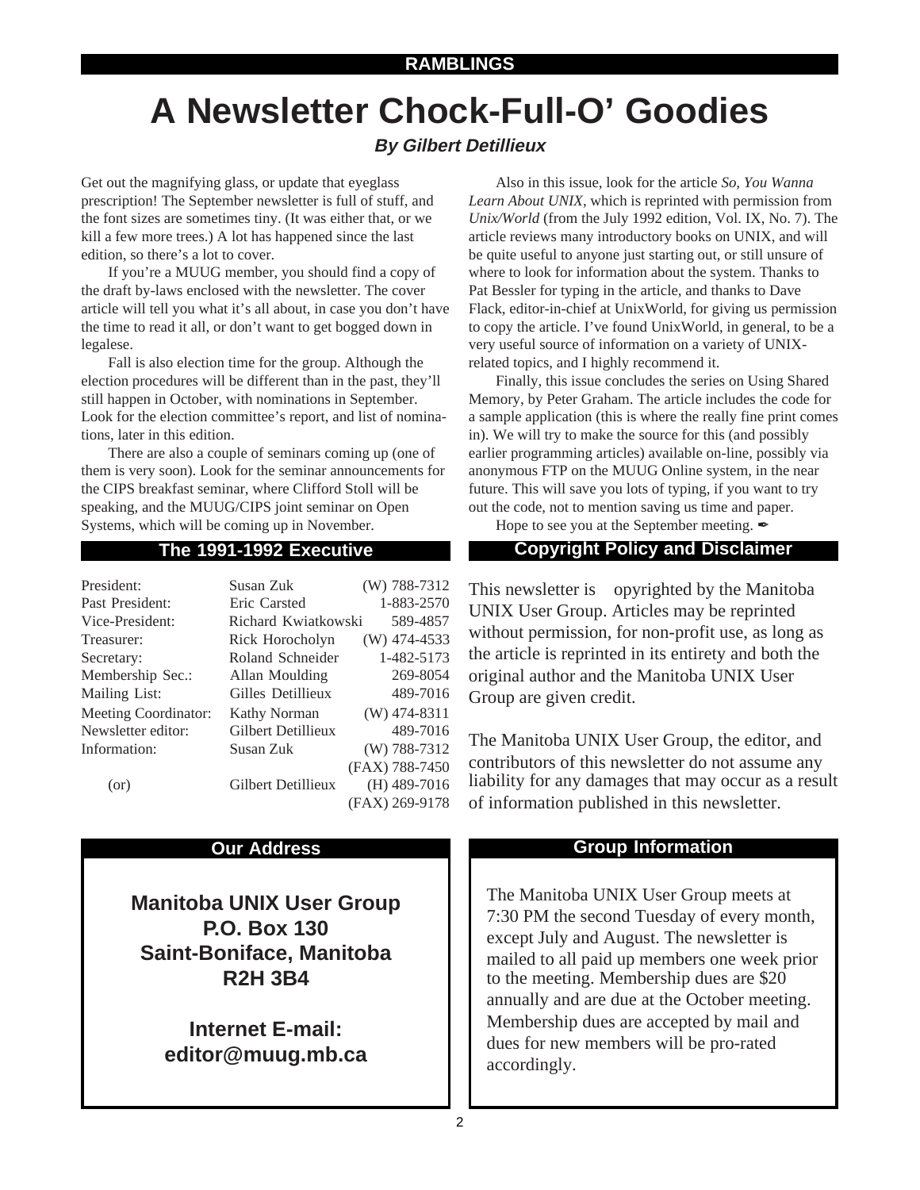RAMBLINGS

# A Newsletter Chock-Full-O' Goodies

***By Gilbert Detillieux***

Get out the magnifying glass, or update that eyeglass prescription! The September newsletter is full of stuff, and the font sizes are sometimes tiny. (It was either that, or we kill a few more trees.) A lot has happened since the last edition, so there's a lot to cover.

If you're a MUUG member, you should find a copy of the draft by-laws enclosed with the newsletter. The cover article will tell you what it's all about, in case you don't have the time to read it all, or don't want to get bogged down in legalese.

Fall is also election time for the group. Although the election procedures will be different than in the past, they'll still happen in October, with nominations in September. Look for the election committee's report, and list of nominations, later in this edition.

There are also a couple of seminars coming up (one of them is very soon). Look for the seminar announcements for the CIPS breakfast seminar, where Clifford Stoll will be speaking, and the MUUG/CIPS joint seminar on Open Systems, which will be coming up in November.

Also in this issue, look for the article *So, You Wanna Learn About UNIX*, which is reprinted with permission from *Unix/World* (from the July 1992 edition, Vol. IX, No. 7). The article reviews many introductory books on UNIX, and will be quite useful to anyone just starting out, or still unsure of where to look for information about the system. Thanks to Pat Bessler for typing in the article, and thanks to Dave Flack, editor-in-chief at UnixWorld, for giving us permission to copy the article. I've found UnixWorld, in general, to be a very useful source of information on a variety of UNIX-related topics, and I highly recommend it.

Finally, this issue concludes the series on Using Shared Memory, by Peter Graham. The article includes the code for a sample application (this is where the really fine print comes in). We will try to make the source for this (and possibly earlier programming articles) available on-line, possibly via anonymous FTP on the MUUG Online system, in the near future. This will save you lots of typing, if you want to try out the code, not to mention saving us time and paper.

Hope to see you at the September meeting. ✒

## The 1991-1992 Executive

| | | |
|---|---|---|
| President: | Susan Zuk | (W) 788-7312 |
| Past President: | Eric Carsted | 1-883-2570 |
| Vice-President: | Richard Kwiatkowski | 589-4857 |
| Treasurer: | Rick Horocholyn | (W) 474-4533 |
| Secretary: | Roland Schneider | 1-482-5173 |
| Membership Sec.: | Allan Moulding | 269-8054 |
| Mailing List: | Gilles Detillieux | 489-7016 |
| Meeting Coordinator: | Kathy Norman | (W) 474-8311 |
| Newsletter editor: | Gilbert Detillieux | 489-7016 |
| Information: | Susan Zuk | (W) 788-7312 |
| | | (FAX) 788-7450 |
| (or) | Gilbert Detillieux | (H) 489-7016 |
| | | (FAX) 269-9178 |

## Copyright Policy and Disclaimer

This newsletter is opyrighted by the Manitoba UNIX User Group. Articles may be reprinted without permission, for non-profit use, as long as the article is reprinted in its entirety and both the original author and the Manitoba UNIX User Group are given credit.

The Manitoba UNIX User Group, the editor, and contributors of this newsletter do not assume any liability for any damages that may occur as a result of information published in this newsletter.

## Our Address

**Manitoba UNIX User Group**
**P.O. Box 130**
**Saint-Boniface, Manitoba**
**R2H 3B4**

**Internet E-mail:**
**editor@muug.mb.ca**

## Group Information

The Manitoba UNIX User Group meets at 7:30 PM the second Tuesday of every month, except July and August. The newsletter is mailed to all paid up members one week prior to the meeting. Membership dues are $20 annually and are due at the October meeting. Membership dues are accepted by mail and dues for new members will be pro-rated accordingly.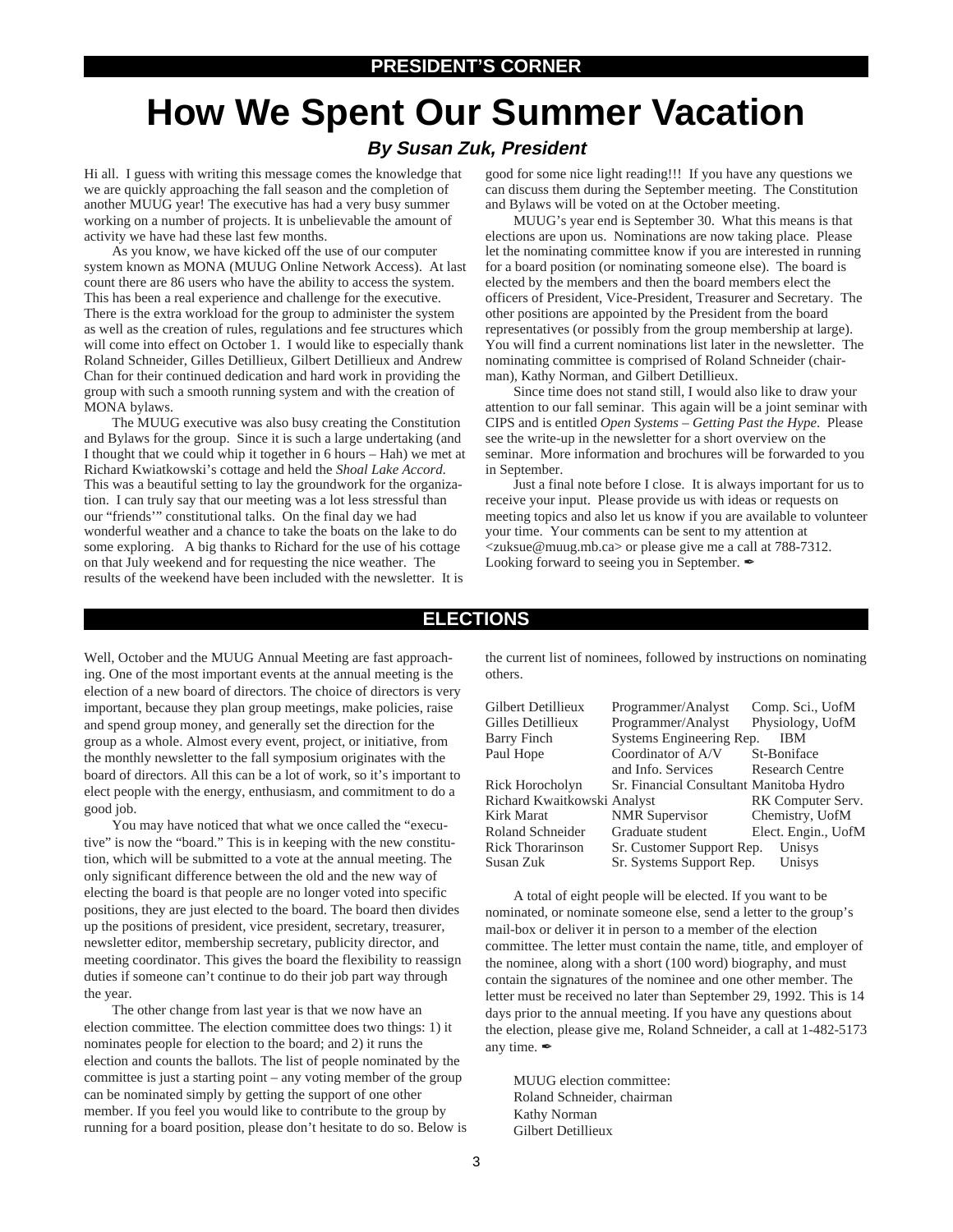## PRESIDENT'S CORNER

# How We Spent Our Summer Vacation

### *By Susan Zuk, President*

Hi all. I guess with writing this message comes the knowledge that we are quickly approaching the fall season and the completion of another MUUG year! The executive has had a very busy summer working on a number of projects. It is unbelievable the amount of activity we have had these last few months.

As you know, we have kicked off the use of our computer system known as MONA (MUUG Online Network Access). At last count there are 86 users who have the ability to access the system. This has been a real experience and challenge for the executive. There is the extra workload for the group to administer the system as well as the creation of rules, regulations and fee structures which will come into effect on October 1. I would like to especially thank Roland Schneider, Gilles Detillieux, Gilbert Detillieux and Andrew Chan for their continued dedication and hard work in providing the group with such a smooth running system and with the creation of MONA bylaws.

The MUUG executive was also busy creating the Constitution and Bylaws for the group. Since it is such a large undertaking (and I thought that we could whip it together in 6 hours – Hah) we met at Richard Kwiatkowski's cottage and held the *Shoal Lake Accord.* This was a beautiful setting to lay the groundwork for the organization. I can truly say that our meeting was a lot less stressful than our "friends'" constitutional talks. On the final day we had wonderful weather and a chance to take the boats on the lake to do some exploring. A big thanks to Richard for the use of his cottage on that July weekend and for requesting the nice weather. The results of the weekend have been included with the newsletter. It is good for some nice light reading!!! If you have any questions we can discuss them during the September meeting. The Constitution and Bylaws will be voted on at the October meeting.

MUUG's year end is September 30. What this means is that elections are upon us. Nominations are now taking place. Please let the nominating committee know if you are interested in running for a board position (or nominating someone else). The board is elected by the members and then the board members elect the officers of President, Vice-President, Treasurer and Secretary. The other positions are appointed by the President from the board representatives (or possibly from the group membership at large). You will find a current nominations list later in the newsletter. The nominating committee is comprised of Roland Schneider (chairman), Kathy Norman, and Gilbert Detillieux.

Since time does not stand still, I would also like to draw your attention to our fall seminar. This again will be a joint seminar with CIPS and is entitled *Open Systems – Getting Past the Hype*. Please see the write-up in the newsletter for a short overview on the seminar. More information and brochures will be forwarded to you in September.

Just a final note before I close. It is always important for us to receive your input. Please provide us with ideas or requests on meeting topics and also let us know if you are available to volunteer your time. Your comments can be sent to my attention at <zuksue@muug.mb.ca> or please give me a call at 788-7312. Looking forward to seeing you in September. ✒

## ELECTIONS

Well, October and the MUUG Annual Meeting are fast approaching. One of the most important events at the annual meeting is the election of a new board of directors. The choice of directors is very important, because they plan group meetings, make policies, raise and spend group money, and generally set the direction for the group as a whole. Almost every event, project, or initiative, from the monthly newsletter to the fall symposium originates with the board of directors. All this can be a lot of work, so it's important to elect people with the energy, enthusiasm, and commitment to do a good job.

You may have noticed that what we once called the "executive" is now the "board." This is in keeping with the new constitution, which will be submitted to a vote at the annual meeting. The only significant difference between the old and the new way of electing the board is that people are no longer voted into specific positions, they are just elected to the board. The board then divides up the positions of president, vice president, secretary, treasurer, newsletter editor, membership secretary, publicity director, and meeting coordinator. This gives the board the flexibility to reassign duties if someone can't continue to do their job part way through the year.

The other change from last year is that we now have an election committee. The election committee does two things: 1) it nominates people for election to the board; and 2) it runs the election and counts the ballots. The list of people nominated by the committee is just a starting point – any voting member of the group can be nominated simply by getting the support of one other member. If you feel you would like to contribute to the group by running for a board position, please don't hesitate to do so. Below is the current list of nominees, followed by instructions on nominating others.

| | | |
|---|---|---|
| Gilbert Detillieux | Programmer/Analyst | Comp. Sci., UofM |
| Gilles Detillieux | Programmer/Analyst | Physiology, UofM |
| Barry Finch | Systems Engineering Rep. | IBM |
| Paul Hope | Coordinator of A/V and Info. Services | St-Boniface Research Centre |
| Rick Horocholyn | Sr. Financial Consultant | Manitoba Hydro |
| Richard Kwaitkowski | Analyst | RK Computer Serv. |
| Kirk Marat | NMR Supervisor | Chemistry, UofM |
| Roland Schneider | Graduate student | Elect. Engin., UofM |
| Rick Thorarinson | Sr. Customer Support Rep. | Unisys |
| Susan Zuk | Sr. Systems Support Rep. | Unisys |

A total of eight people will be elected. If you want to be nominated, or nominate someone else, send a letter to the group's mail-box or deliver it in person to a member of the election committee. The letter must contain the name, title, and employer of the nominee, along with a short (100 word) biography, and must contain the signatures of the nominee and one other member. The letter must be received no later than September 29, 1992. This is 14 days prior to the annual meeting. If you have any questions about the election, please give me, Roland Schneider, a call at 1-482-5173 any time. ✒

MUUG election committee:
Roland Schneider, chairman
Kathy Norman
Gilbert Detillieux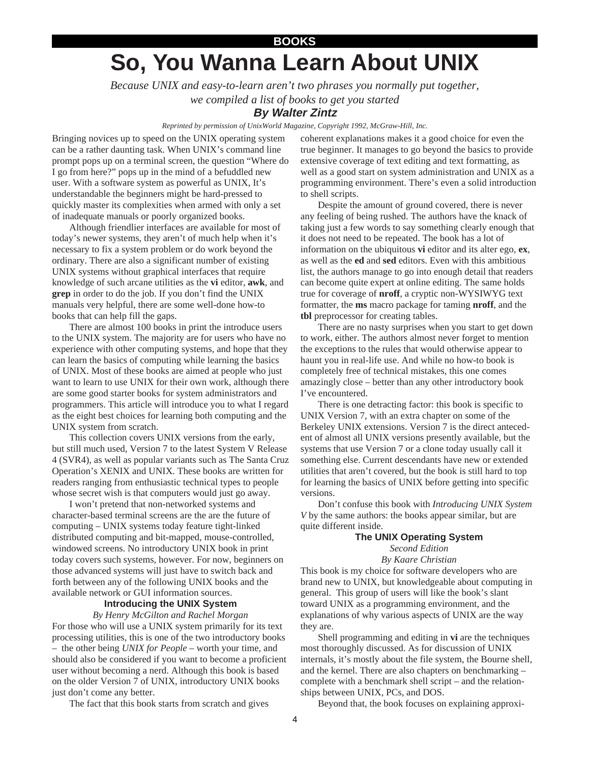BOOKS

# So, You Wanna Learn About UNIX

*Because UNIX and easy-to-learn aren't two phrases you normally put together, we compiled a list of books to get you started*

***By Walter Zintz***

*Reprinted by permission of UnixWorld Magazine, Copyright 1992, McGraw-Hill, Inc.*

Bringing novices up to speed on the UNIX operating system can be a rather daunting task. When UNIX's command line prompt pops up on a terminal screen, the question "Where do I go from here?" pops up in the mind of a befuddled new user. With a software system as powerful as UNIX, It's understandable the beginners might be hard-pressed to quickly master its complexities when armed with only a set of inadequate manuals or poorly organized books.

Although friendlier interfaces are available for most of today's newer systems, they aren't of much help when it's necessary to fix a system problem or do work beyond the ordinary. There are also a significant number of existing UNIX systems without graphical interfaces that require knowledge of such arcane utilities as the **vi** editor, **awk**, and **grep** in order to do the job. If you don't find the UNIX manuals very helpful, there are some well-done how-to books that can help fill the gaps.

There are almost 100 books in print the introduce users to the UNIX system. The majority are for users who have no experience with other computing systems, and hope that they can learn the basics of computing while learning the basics of UNIX. Most of these books are aimed at people who just want to learn to use UNIX for their own work, although there are some good starter books for system administrators and programmers. This article will introduce you to what I regard as the eight best choices for learning both computing and the UNIX system from scratch.

This collection covers UNIX versions from the early, but still much used, Version 7 to the latest System V Release 4 (SVR4), as well as popular variants such as The Santa Cruz Operation's XENIX and UNIX. These books are written for readers ranging from enthusiastic technical types to people whose secret wish is that computers would just go away.

I won't pretend that non-networked systems and character-based terminal screens are the are the future of computing – UNIX systems today feature tight-linked distributed computing and bit-mapped, mouse-controlled, windowed screens. No introductory UNIX book in print today covers such systems, however. For now, beginners on those advanced systems will just have to switch back and forth between any of the following UNIX books and the available network or GUI information sources.

### Introducing the UNIX System

*By Henry McGilton and Rachel Morgan*

For those who will use a UNIX system primarily for its text processing utilities, this is one of the two introductory books – the other being *UNIX for People* – worth your time, and should also be considered if you want to become a proficient user without becoming a nerd. Although this book is based on the older Version 7 of UNIX, introductory UNIX books just don't come any better.

The fact that this book starts from scratch and gives coherent explanations makes it a good choice for even the true beginner. It manages to go beyond the basics to provide extensive coverage of text editing and text formatting, as well as a good start on system administration and UNIX as a programming environment. There's even a solid introduction to shell scripts.

Despite the amount of ground covered, there is never any feeling of being rushed. The authors have the knack of taking just a few words to say something clearly enough that it does not need to be repeated. The book has a lot of information on the ubiquitous **vi** editor and its alter ego, **ex**, as well as the **ed** and **sed** editors. Even with this ambitious list, the authors manage to go into enough detail that readers can become quite expert at online editing. The same holds true for coverage of **nroff**, a cryptic non-WYSIWYG text formatter, the **ms** macro package for taming **nroff**, and the **tbl** preprocessor for creating tables.

There are no nasty surprises when you start to get down to work, either. The authors almost never forget to mention the exceptions to the rules that would otherwise appear to haunt you in real-life use. And while no how-to book is completely free of technical mistakes, this one comes amazingly close – better than any other introductory book I've encountered.

There is one detracting factor: this book is specific to UNIX Version 7, with an extra chapter on some of the Berkeley UNIX extensions. Version 7 is the direct antecedent of almost all UNIX versions presently available, but the systems that use Version 7 or a clone today usually call it something else. Current descendants have new or extended utilities that aren't covered, but the book is still hard to top for learning the basics of UNIX before getting into specific versions.

Don't confuse this book with *Introducing UNIX System V* by the same authors: the books appear similar, but are quite different inside.

### The UNIX Operating System

*Second Edition*

*By Kaare Christian*

This book is my choice for software developers who are brand new to UNIX, but knowledgeable about computing in general. This group of users will like the book's slant toward UNIX as a programming environment, and the explanations of why various aspects of UNIX are the way they are.

Shell programming and editing in **vi** are the techniques most thoroughly discussed. As for discussion of UNIX internals, it's mostly about the file system, the Bourne shell, and the kernel. There are also chapters on benchmarking – complete with a benchmark shell script – and the relationships between UNIX, PCs, and DOS.

Beyond that, the book focuses on explaining approxi-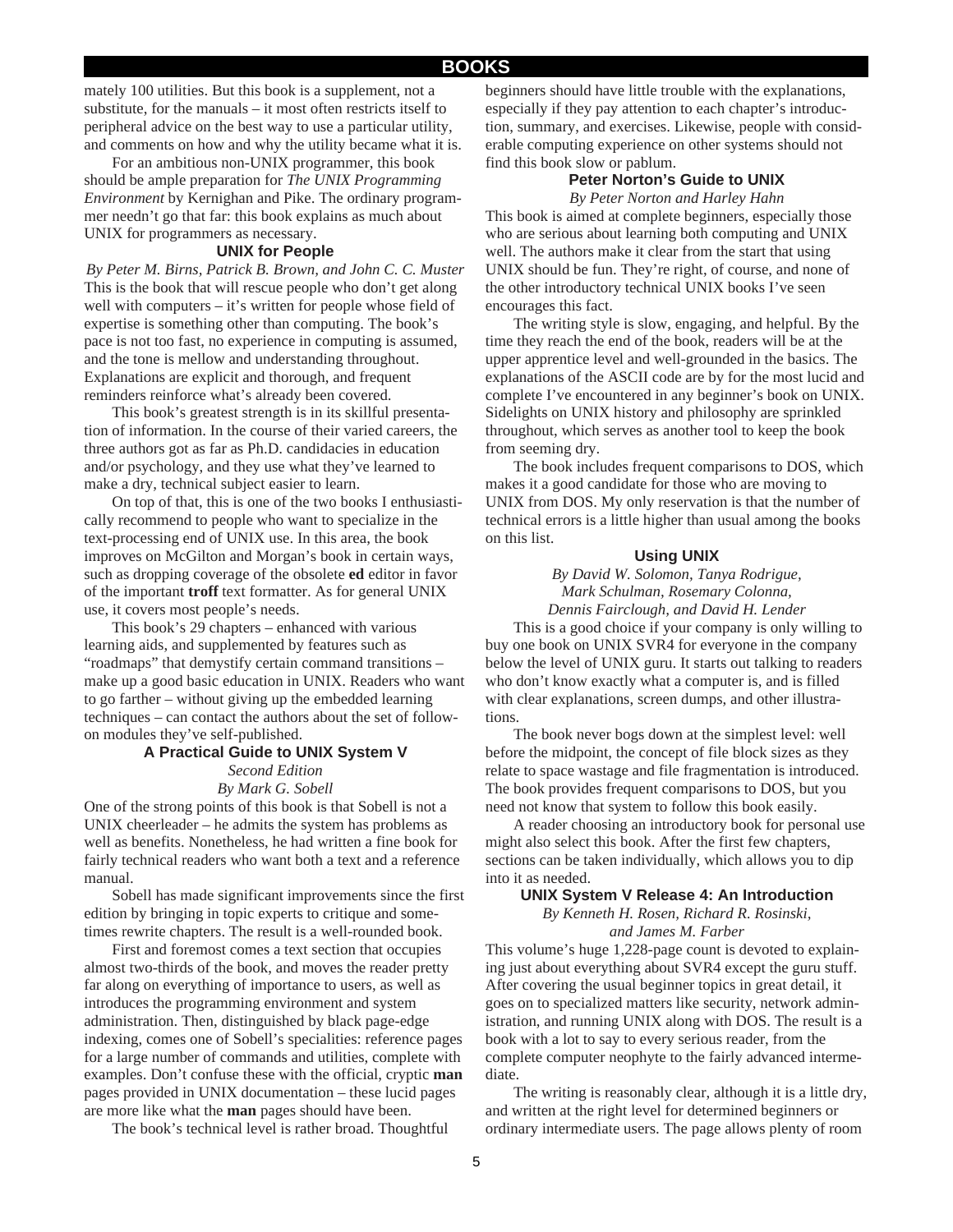mately 100 utilities. But this book is a supplement, not a substitute, for the manuals – it most often restricts itself to peripheral advice on the best way to use a particular utility, and comments on how and why the utility became what it is.

For an ambitious non-UNIX programmer, this book should be ample preparation for *The UNIX Programming Environment* by Kernighan and Pike. The ordinary programmer needn't go that far: this book explains as much about UNIX for programmers as necessary.

### UNIX for People

*By Peter M. Birns, Patrick B. Brown, and John C. C. Muster*

This is the book that will rescue people who don't get along well with computers – it's written for people whose field of expertise is something other than computing. The book's pace is not too fast, no experience in computing is assumed, and the tone is mellow and understanding throughout. Explanations are explicit and thorough, and frequent reminders reinforce what's already been covered.

This book's greatest strength is in its skillful presentation of information. In the course of their varied careers, the three authors got as far as Ph.D. candidacies in education and/or psychology, and they use what they've learned to make a dry, technical subject easier to learn.

On top of that, this is one of the two books I enthusiastically recommend to people who want to specialize in the text-processing end of UNIX use. In this area, the book improves on McGilton and Morgan's book in certain ways, such as dropping coverage of the obsolete **ed** editor in favor of the important **troff** text formatter. As for general UNIX use, it covers most people's needs.

This book's 29 chapters – enhanced with various learning aids, and supplemented by features such as "roadmaps" that demystify certain command transitions – make up a good basic education in UNIX. Readers who want to go farther – without giving up the embedded learning techniques – can contact the authors about the set of follow-on modules they've self-published.

### A Practical Guide to UNIX System V

*Second Edition*

*By Mark G. Sobell*

One of the strong points of this book is that Sobell is not a UNIX cheerleader – he admits the system has problems as well as benefits. Nonetheless, he had written a fine book for fairly technical readers who want both a text and a reference manual.

Sobell has made significant improvements since the first edition by bringing in topic experts to critique and sometimes rewrite chapters. The result is a well-rounded book.

First and foremost comes a text section that occupies almost two-thirds of the book, and moves the reader pretty far along on everything of importance to users, as well as introduces the programming environment and system administration. Then, distinguished by black page-edge indexing, comes one of Sobell's specialities: reference pages for a large number of commands and utilities, complete with examples. Don't confuse these with the official, cryptic **man** pages provided in UNIX documentation – these lucid pages are more like what the **man** pages should have been.

The book's technical level is rather broad. Thoughtful beginners should have little trouble with the explanations, especially if they pay attention to each chapter's introduction, summary, and exercises. Likewise, people with considerable computing experience on other systems should not find this book slow or pablum.

### Peter Norton's Guide to UNIX

*By Peter Norton and Harley Hahn*

This book is aimed at complete beginners, especially those who are serious about learning both computing and UNIX well. The authors make it clear from the start that using UNIX should be fun. They're right, of course, and none of the other introductory technical UNIX books I've seen encourages this fact.

The writing style is slow, engaging, and helpful. By the time they reach the end of the book, readers will be at the upper apprentice level and well-grounded in the basics. The explanations of the ASCII code are by for the most lucid and complete I've encountered in any beginner's book on UNIX. Sidelights on UNIX history and philosophy are sprinkled throughout, which serves as another tool to keep the book from seeming dry.

The book includes frequent comparisons to DOS, which makes it a good candidate for those who are moving to UNIX from DOS. My only reservation is that the number of technical errors is a little higher than usual among the books on this list.

### Using UNIX

*By David W. Solomon, Tanya Rodrigue, Mark Schulman, Rosemary Colonna, Dennis Fairclough, and David H. Lender*

This is a good choice if your company is only willing to buy one book on UNIX SVR4 for everyone in the company below the level of UNIX guru. It starts out talking to readers who don't know exactly what a computer is, and is filled with clear explanations, screen dumps, and other illustrations.

The book never bogs down at the simplest level: well before the midpoint, the concept of file block sizes as they relate to space wastage and file fragmentation is introduced. The book provides frequent comparisons to DOS, but you need not know that system to follow this book easily.

A reader choosing an introductory book for personal use might also select this book. After the first few chapters, sections can be taken individually, which allows you to dip into it as needed.

### UNIX System V Release 4: An Introduction

*By Kenneth H. Rosen, Richard R. Rosinski, and James M. Farber*

This volume's huge 1,228-page count is devoted to explaining just about everything about SVR4 except the guru stuff. After covering the usual beginner topics in great detail, it goes on to specialized matters like security, network administration, and running UNIX along with DOS. The result is a book with a lot to say to every serious reader, from the complete computer neophyte to the fairly advanced intermediate.

The writing is reasonably clear, although it is a little dry, and written at the right level for determined beginners or ordinary intermediate users. The page allows plenty of room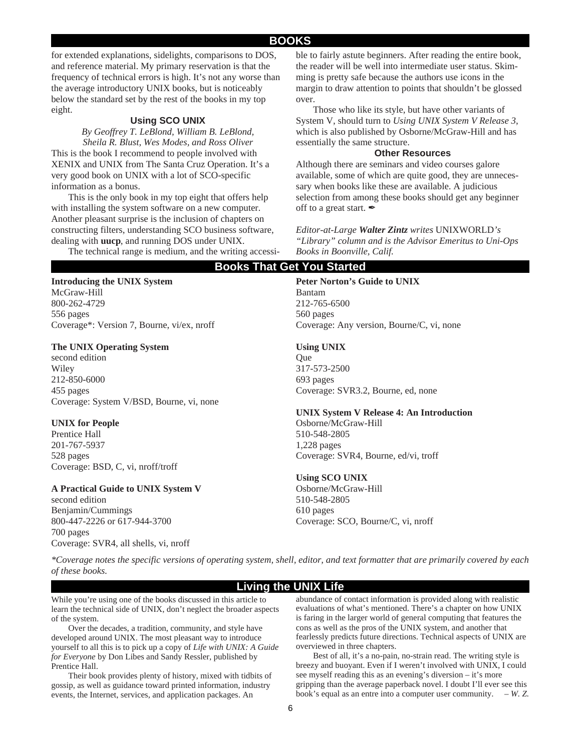for extended explanations, sidelights, comparisons to DOS, and reference material. My primary reservation is that the frequency of technical errors is high. It's not any worse than the average introductory UNIX books, but is noticeably below the standard set by the rest of the books in my top eight.

### Using SCO UNIX

*By Geoffrey T. LeBlond, William B. LeBlond, Sheila R. Blust, Wes Modes, and Ross Oliver*

This is the book I recommend to people involved with XENIX and UNIX from The Santa Cruz Operation. It's a very good book on UNIX with a lot of SCO-specific information as a bonus.

This is the only book in my top eight that offers help with installing the system software on a new computer. Another pleasant surprise is the inclusion of chapters on constructing filters, understanding SCO business software, dealing with **uucp**, and running DOS under UNIX.

The technical range is medium, and the writing accessible to fairly astute beginners. After reading the entire book, the reader will be well into intermediate user status. Skimming is pretty safe because the authors use icons in the margin to draw attention to points that shouldn't be glossed over.

Those who like its style, but have other variants of System V, should turn to *Using UNIX System V Release 3*, which is also published by Osborne/McGraw-Hill and has essentially the same structure.

### Other Resources

Although there are seminars and video courses galore available, some of which are quite good, they are unnecessary when books like these are available. A judicious selection from among these books should get any beginner off to a great start. ✒

*Editor-at-Large* ***Walter Zintz*** *writes* UNIXWORLD*'s "Library" column and is the Advisor Emeritus to Uni-Ops Books in Boonville, Calif.*

## Books That Get You Started

**Introducing the UNIX System**
McGraw-Hill
800-262-4729
556 pages
Coverage*: Version 7, Bourne, vi/ex, nroff

**The UNIX Operating System**
second edition
Wiley
212-850-6000
455 pages
Coverage: System V/BSD, Bourne, vi, none

**UNIX for People**
Prentice Hall
201-767-5937
528 pages
Coverage: BSD, C, vi, nroff/troff

**A Practical Guide to UNIX System V**
second edition
Benjamin/Cummings
800-447-2226 or 617-944-3700
700 pages
Coverage: SVR4, all shells, vi, nroff

**Peter Norton's Guide to UNIX**
Bantam
212-765-6500
560 pages
Coverage: Any version, Bourne/C, vi, none

**Using UNIX**
Que
317-573-2500
693 pages
Coverage: SVR3.2, Bourne, ed, none

**UNIX System V Release 4: An Introduction**
Osborne/McGraw-Hill
510-548-2805
1,228 pages
Coverage: SVR4, Bourne, ed/vi, troff

**Using SCO UNIX**
Osborne/McGraw-Hill
510-548-2805
610 pages
Coverage: SCO, Bourne/C, vi, nroff

*\*Coverage notes the specific versions of operating system, shell, editor, and text formatter that are primarily covered by each of these books.*

## Living the UNIX Life

While you're using one of the books discussed in this article to learn the technical side of UNIX, don't neglect the broader aspects of the system.

Over the decades, a tradition, community, and style have developed around UNIX. The most pleasant way to introduce yourself to all this is to pick up a copy of *Life with UNIX: A Guide for Everyone* by Don Libes and Sandy Ressler, published by Prentice Hall.

Their book provides plenty of history, mixed with tidbits of gossip, as well as guidance toward printed information, industry events, the Internet, services, and application packages. An abundance of contact information is provided along with realistic evaluations of what's mentioned. There's a chapter on how UNIX is faring in the larger world of general computing that features the cons as well as the pros of the UNIX system, and another that fearlessly predicts future directions. Technical aspects of UNIX are overviewed in three chapters.

Best of all, it's a no-pain, no-strain read. The writing style is breezy and buoyant. Even if I weren't involved with UNIX, I could see myself reading this as an evening's diversion – it's more gripping than the average paperback novel. I doubt I'll ever see this book's equal as an entre into a computer user community. *– W. Z.*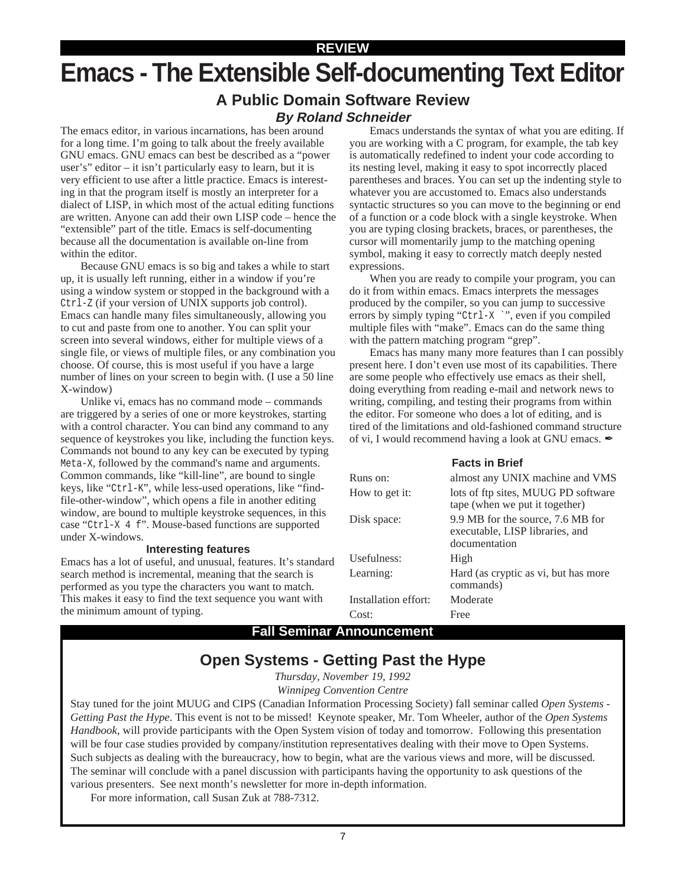REVIEW

# Emacs - The Extensible Self-documenting Text Editor

## A Public Domain Software Review

***By Roland Schneider***

The emacs editor, in various incarnations, has been around for a long time. I'm going to talk about the freely available GNU emacs. GNU emacs can best be described as a "power user's" editor – it isn't particularly easy to learn, but it is very efficient to use after a little practice. Emacs is interesting in that the program itself is mostly an interpreter for a dialect of LISP, in which most of the actual editing functions are written. Anyone can add their own LISP code – hence the "extensible" part of the title. Emacs is self-documenting because all the documentation is available on-line from within the editor.

Because GNU emacs is so big and takes a while to start up, it is usually left running, either in a window if you're using a window system or stopped in the background with a `Ctrl-Z` (if your version of UNIX supports job control). Emacs can handle many files simultaneously, allowing you to cut and paste from one to another. You can split your screen into several windows, either for multiple views of a single file, or views of multiple files, or any combination you choose. Of course, this is most useful if you have a large number of lines on your screen to begin with. (I use a 50 line X-window)

Unlike vi, emacs has no command mode – commands are triggered by a series of one or more keystrokes, starting with a control character. You can bind any command to any sequence of keystrokes you like, including the function keys. Commands not bound to any key can be executed by typing `Meta-X`, followed by the command's name and arguments. Common commands, like "kill-line", are bound to single keys, like "`Ctrl-K`", while less-used operations, like "find-file-other-window", which opens a file in another editing window, are bound to multiple keystroke sequences, in this case "`Ctrl-X 4 f`". Mouse-based functions are supported under X-windows.

### Interesting features

Emacs has a lot of useful, and unusual, features. It's standard search method is incremental, meaning that the search is performed as you type the characters you want to match. This makes it easy to find the text sequence you want with the minimum amount of typing.

Emacs understands the syntax of what you are editing. If you are working with a C program, for example, the tab key is automatically redefined to indent your code according to its nesting level, making it easy to spot incorrectly placed parentheses and braces. You can set up the indenting style to whatever you are accustomed to. Emacs also understands syntactic structures so you can move to the beginning or end of a function or a code block with a single keystroke. When you are typing closing brackets, braces, or parentheses, the cursor will momentarily jump to the matching opening symbol, making it easy to correctly match deeply nested expressions.

When you are ready to compile your program, you can do it from within emacs. Emacs interprets the messages produced by the compiler, so you can jump to successive errors by simply typing "`Ctrl-X `​`", even if you compiled multiple files with "make". Emacs can do the same thing with the pattern matching program "grep".

Emacs has many many more features than I can possibly present here. I don't even use most of its capabilities. There are some people who effectively use emacs as their shell, doing everything from reading e-mail and network news to writing, compiling, and testing their programs from within the editor. For someone who does a lot of editing, and is tired of the limitations and old-fashioned command structure of vi, I would recommend having a look at GNU emacs. ✒

### Facts in Brief

| | |
|---|---|
| Runs on: | almost any UNIX machine and VMS |
| How to get it: | lots of ftp sites, MUUG PD software tape (when we put it together) |
| Disk space: | 9.9 MB for the source, 7.6 MB for executable, LISP libraries, and documentation |
| Usefulness: | High |
| Learning: | Hard (as cryptic as vi, but has more commands) |
| Installation effort: | Moderate |
| Cost: | Free |

---

**Fall Seminar Announcement**

## Open Systems - Getting Past the Hype

*Thursday, November 19, 1992*

*Winnipeg Convention Centre*

Stay tuned for the joint MUUG and CIPS (Canadian Information Processing Society) fall seminar called *Open Systems - Getting Past the Hype*. This event is not to be missed! Keynote speaker, Mr. Tom Wheeler, author of the *Open Systems Handbook*, will provide participants with the Open System vision of today and tomorrow. Following this presentation will be four case studies provided by company/institution representatives dealing with their move to Open Systems. Such subjects as dealing with the bureaucracy, how to begin, what are the various views and more, will be discussed. The seminar will conclude with a panel discussion with participants having the opportunity to ask questions of the various presenters. See next month's newsletter for more in-depth information.

For more information, call Susan Zuk at 788-7312.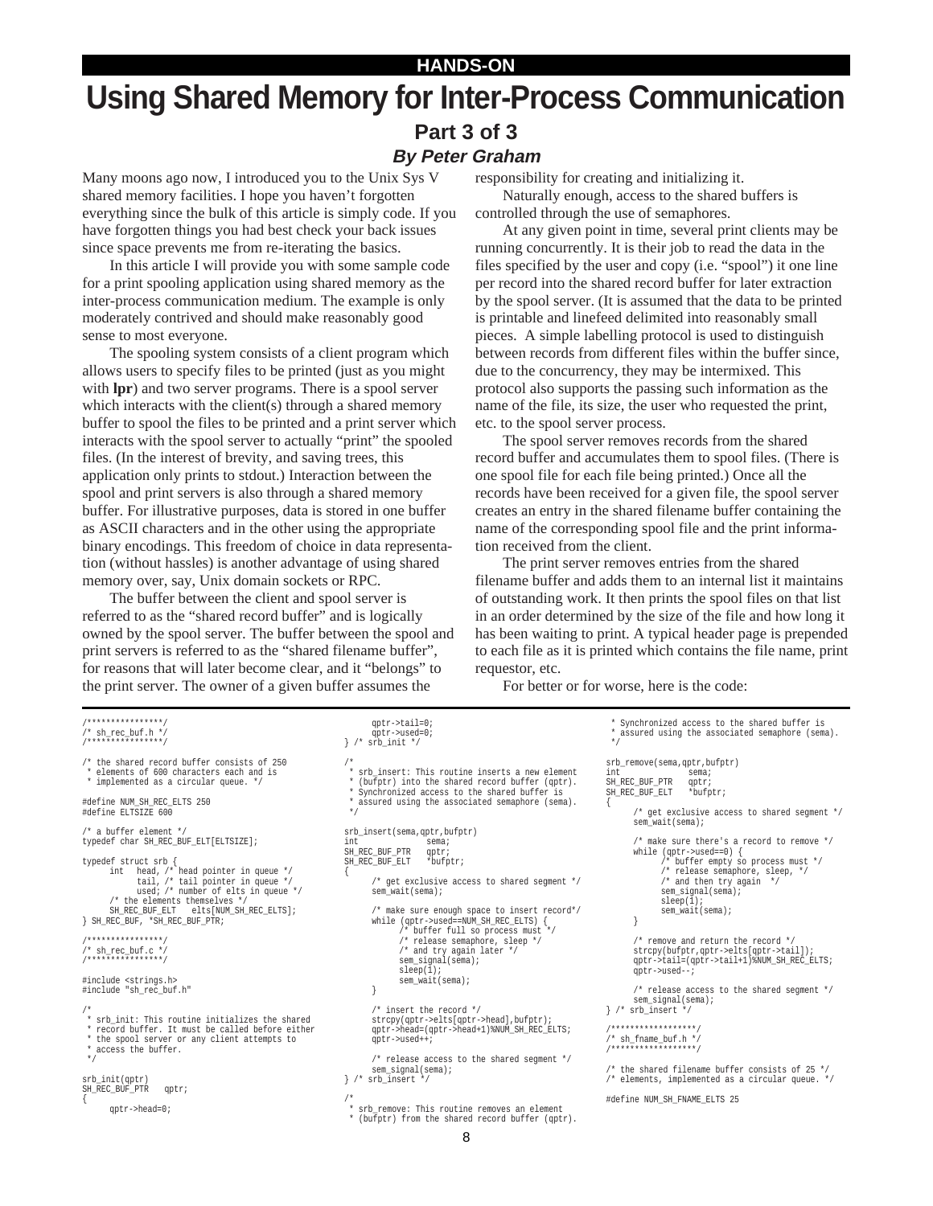HANDS-ON

# Using Shared Memory for Inter-Process Communication

## Part 3 of 3

### *By Peter Graham*

Many moons ago now, I introduced you to the Unix Sys V shared memory facilities. I hope you haven't forgotten everything since the bulk of this article is simply code. If you have forgotten things you had best check your back issues since space prevents me from re-iterating the basics.

In this article I will provide you with some sample code for a print spooling application using shared memory as the inter-process communication medium. The example is only moderately contrived and should make reasonably good sense to most everyone.

The spooling system consists of a client program which allows users to specify files to be printed (just as you might with **lpr**) and two server programs. There is a spool server which interacts with the client(s) through a shared memory buffer to spool the files to be printed and a print server which interacts with the spool server to actually "print" the spooled files. (In the interest of brevity, and saving trees, this application only prints to stdout.) Interaction between the spool and print servers is also through a shared memory buffer. For illustrative purposes, data is stored in one buffer as ASCII characters and in the other using the appropriate binary encodings. This freedom of choice in data representation (without hassles) is another advantage of using shared memory over, say, Unix domain sockets or RPC.

The buffer between the client and spool server is referred to as the "shared record buffer" and is logically owned by the spool server. The buffer between the spool and print servers is referred to as the "shared filename buffer", for reasons that will later become clear, and it "belongs" to the print server. The owner of a given buffer assumes the responsibility for creating and initializing it.

Naturally enough, access to the shared buffers is controlled through the use of semaphores.

At any given point in time, several print clients may be running concurrently. It is their job to read the data in the files specified by the user and copy (i.e. "spool") it one line per record into the shared record buffer for later extraction by the spool server. (It is assumed that the data to be printed is printable and linefeed delimited into reasonably small pieces. A simple labelling protocol is used to distinguish between records from different files within the buffer since, due to the concurrency, they may be intermixed. This protocol also supports the passing such information as the name of the file, its size, the user who requested the print, etc. to the spool server process.

The spool server removes records from the shared record buffer and accumulates them to spool files. (There is one spool file for each file being printed.) Once all the records have been received for a given file, the spool server creates an entry in the shared filename buffer containing the name of the corresponding spool file and the print information received from the client.

The print server removes entries from the shared filename buffer and adds them to an internal list it maintains of outstanding work. It then prints the spool files on that list in an order determined by the size of the file and how long it has been waiting to print. A typical header page is prepended to each file as it is printed which contains the file name, print requestor, etc.

For better or for worse, here is the code:

```
/****************/
/* sh_rec_buf.h */
/****************/

/* the shared record buffer consists of 250
 * elements of 600 characters each and is
 * implemented as a circular queue. */

#define NUM_SH_REC_ELTS 250
#define ELTSIZE 600

/* a buffer element */
typedef char SH_REC_BUF_ELT[ELTSIZE];

typedef struct srb {
      int   head, /* head pointer in queue */
            tail, /* tail pointer in queue */
            used; /* number of elts in queue */
      /* the elements themselves */
      SH_REC_BUF_ELT   elts[NUM_SH_REC_ELTS];
} SH_REC_BUF, *SH_REC_BUF_PTR;

/****************/
/* sh_rec_buf.c */
/****************/

#include <strings.h>
#include "sh_rec_buf.h"

/*
 * srb_init: This routine initializes the shared
 * record buffer. It must be called before either
 * the spool server or any client attempts to
 * access the buffer.
 */

srb_init(qptr)
SH_REC_BUF_PTR   qptr;
{
      qptr->head=0;
      qptr->tail=0;
      qptr->used=0;
} /* srb_init */

/*
 * srb_insert: This routine inserts a new element
 * (bufptr) into the shared record buffer (qptr).
 * Synchronized access to the shared buffer is
 * assured using the associated semaphore (sema).
 */

srb_insert(sema,qptr,bufptr)
int              sema;
SH_REC_BUF_PTR   qptr;
SH_REC_BUF_ELT   *bufptr;
{
      /* get exclusive access to shared segment */
      sem_wait(sema);

      /* make sure enough space to insert record*/
      while (qptr->used==NUM_SH_REC_ELTS) {
            /* buffer full so process must */
            /* release semaphore, sleep */
            /* and try again later */
            sem_signal(sema);
            sleep(1);
            sem_wait(sema);
      }

      /* insert the record */
      strcpy(qptr->elts[qptr->head],bufptr);
      qptr->head=(qptr->head+1)%NUM_SH_REC_ELTS;
      qptr->used++;

      /* release access to the shared segment */
      sem_signal(sema);
} /* srb_insert */

/*
 * srb_remove: This routine removes an element
 * (bufptr) from the shared record buffer (qptr).
 * Synchronized access to the shared buffer is
 * assured using the associated semaphore (sema).
 */

srb_remove(sema,qptr,bufptr)
int              sema;
SH_REC_BUF_PTR   qptr;
SH_REC_BUF_ELT   *bufptr;
{
      /* get exclusive access to shared segment */
      sem_wait(sema);

      /* make sure there's a record to remove */
      while (qptr->used==0) {
            /* buffer empty so process must */
            /* release semaphore, sleep, */
            /* and then try again  */
            sem_signal(sema);
            sleep(1);
            sem_wait(sema);
      }

      /* remove and return the record */
      strcpy(bufptr,qptr->elts[qptr->tail]);
      qptr->tail=(qptr->tail+1)%NUM_SH_REC_ELTS;
      qptr->used--;

      /* release access to the shared segment */
      sem_signal(sema);
} /* srb_insert */

/******************/
/* sh_fname_buf.h */
/******************/

/* the shared filename buffer consists of 25 */
/* elements, implemented as a circular queue. */

#define NUM_SH_FNAME_ELTS 25
```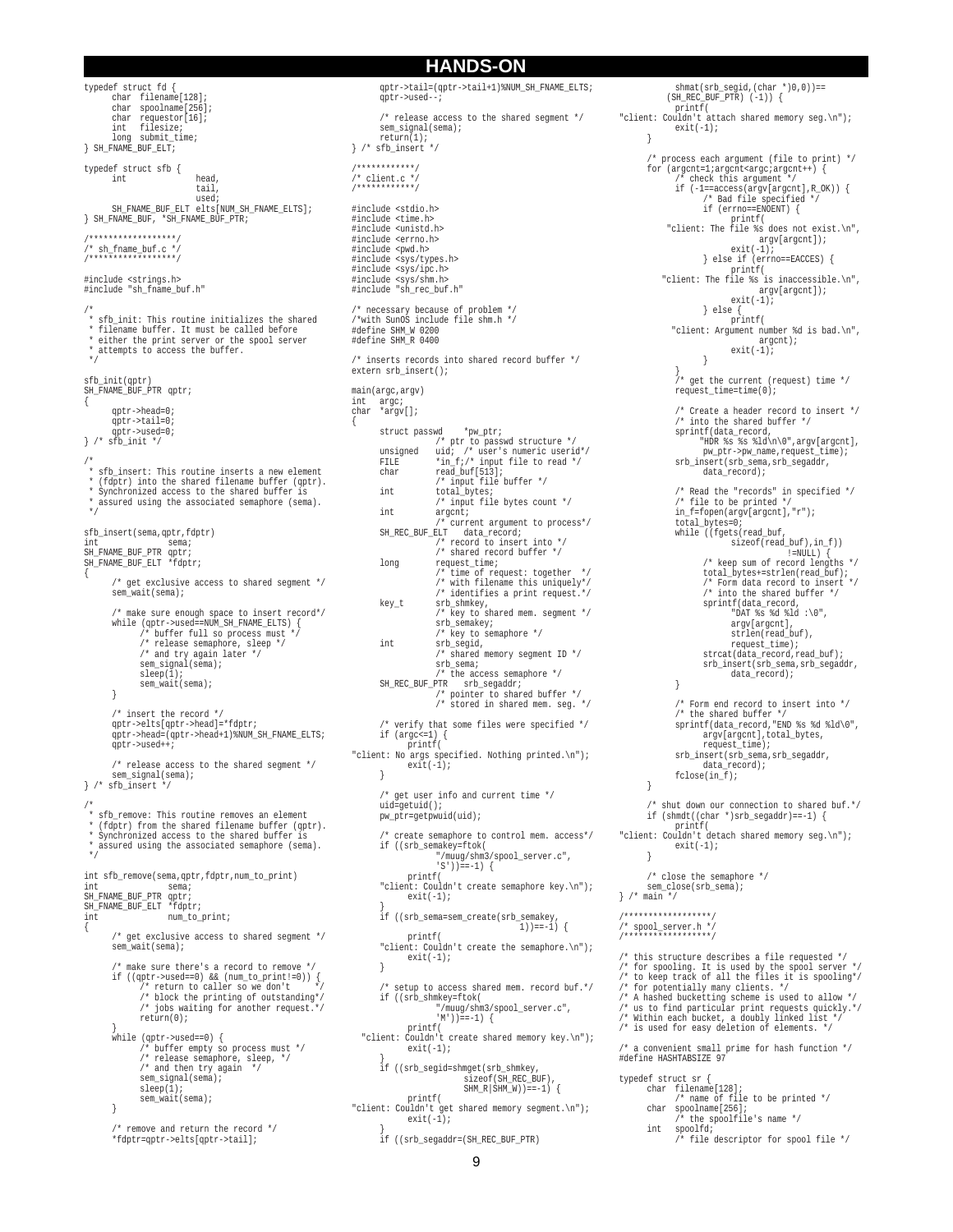```
typedef struct fd {
      char  filename[128];
      char  spoolname[256];
      char  requestor[16];
      int   filesize;
      long  submit_time;
} SH_FNAME_BUF_ELT;

typedef struct sfb {
      int               head,
                        tail,
                        used;
      SH_FNAME_BUF_ELT elts[NUM_SH_FNAME_ELTS];
} SH_FNAME_BUF, *SH_FNAME_BUF_PTR;

/******************/
/* sh_fname_buf.c */
/******************/

#include <strings.h>
#include "sh_fname_buf.h"

/*
 * sfb_init: This routine initializes the shared
 * filename buffer. It must be called before
 * either the print server or the spool server
 * attempts to access the buffer.
 */

sfb_init(qptr)
SH_FNAME_BUF_PTR qptr;
{
      qptr->head=0;
      qptr->tail=0;
      qptr->used=0;
} /* sfb_init */

/*
 * sfb_insert: This routine inserts a new element
 * (fdptr) into the shared filename buffer (qptr).
 * Synchronized access to the shared buffer is
 * assured using the associated semaphore (sema).
 */

sfb_insert(sema,qptr,fdptr)
int               sema;
SH_FNAME_BUF_PTR qptr;
SH_FNAME_BUF_ELT *fdptr;
{
      /* get exclusive access to shared segment */
      sem_wait(sema);

      /* make sure enough space to insert record*/
      while (qptr->used==NUM_SH_FNAME_ELTS) {
            /* buffer full so process must */
            /* release semaphore, sleep */
            /* and try again later */
            sem_signal(sema);
            sleep(1);
            sem_wait(sema);
      }

      /* insert the record */
      qptr->elts[qptr->head]=*fdptr;
      qptr->head=(qptr->head+1)%NUM_SH_FNAME_ELTS;
      qptr->used++;

      /* release access to the shared segment */
      sem_signal(sema);
} /* sfb_insert */

/*
 * sfb_remove: This routine removes an element
 * (fdptr) from the shared filename buffer (qptr).
 * Synchronized access to the shared buffer is
 * assured using the associated semaphore (sema).
 */

int sfb_remove(sema,qptr,fdptr,num_to_print)
int               sema;
SH_FNAME_BUF_PTR qptr;
SH_FNAME_BUF_ELT *fdptr;
int               num_to_print;
{
      /* get exclusive access to shared segment */
      sem_wait(sema);

      /* make sure there's a record to remove */
      if ((qptr->used==0) && (num_to_print!=0)) {
            /* return to caller so we don't     */
            /* block the printing of outstanding*/
            /* jobs waiting for another request.*/
            return(0);
      }
      while (qptr->used==0) {
            /* buffer empty so process must */
            /* release semaphore, sleep, */
            /* and then try again  */
            sem_signal(sema);
            sleep(1);
            sem_wait(sema);
      }

      /* remove and return the record */
      *fdptr=qptr->elts[qptr->tail];
      qptr->tail=(qptr->tail+1)%NUM_SH_FNAME_ELTS;
      qptr->used--;

      /* release access to the shared segment */
      sem_signal(sema);
      return(1);
} /* sfb_insert */

/************/
/* client.c */
/************/

#include <stdio.h>
#include <time.h>
#include <unistd.h>
#include <errno.h>
#include <pwd.h>
#include <sys/types.h>
#include <sys/ipc.h>
#include <sys/shm.h>
#include "sh_rec_buf.h"

/* necessary because of problem */
/*with SunOS include file shm.h */
#define SHM_W 0200
#define SHM_R 0400

/* inserts records into shared record buffer */
extern srb_insert();

main(argc,argv)
int  argc;
char *argv[];
{
      struct passwd     *pw_ptr;
                  /* ptr to passwd structure */
      unsigned    uid;  /* user's numeric userid*/
      FILE        *in_f;/* input file to read */
      char        read_buf[513];
                  /* input file buffer */
      int         total_bytes;
                  /* input file bytes count */
      int         argcnt;
                  /* current argument to process*/
      SH_REC_BUF_ELT   data_record;
                  /* record to insert into */
                  /* shared record buffer */
      long        request_time;
                  /* time of request: together  */
                  /* with filename this uniquely*/
                  /* identifies a print request.*/
      key_t       srb_shmkey,
                  /* key to shared mem. segment */
                  srb_semakey;
                  /* key to semaphore */
      int         srb_segid,
                  /* shared memory segment ID */
                  srb_sema;
                  /* the access semaphore */
      SH_REC_BUF_PTR   srb_segaddr;
                  /* pointer to shared buffer */
                  /* stored in shared mem. seg. */

      /* verify that some files were specified */
      if (argc<=1) {
            printf(
"client: No args specified. Nothing printed.\n");
            exit(-1);
      }

      /* get user info and current time */
      uid=getuid();
      pw_ptr=getpwuid(uid);

      /* create semaphore to control mem. access*/
      if ((srb_semakey=ftok(
                  "/muug/shm3/spool_server.c",
                  'S'))==-1) {
            printf(
      "client: Couldn't create semaphore key.\n");
            exit(-1);
      }
      if ((srb_sema=sem_create(srb_semakey,
                                    1))==-1) {
            printf(
      "client: Couldn't create the semaphore.\n");
            exit(-1);
      }

      /* setup to access shared mem. record buf.*/
      if ((srb_shmkey=ftok(
                  "/muug/shm3/spool_server.c",
                  'M'))==-1) {
            printf(
  "client: Couldn't create shared memory key.\n");
            exit(-1);
      }
      if ((srb_segid=shmget(srb_shmkey,
                        sizeof(SH_REC_BUF),
                        SHM_R|SHM_W))==-1) {
            printf(
"client: Couldn't get shared memory segment.\n");
            exit(-1);
      }
      if ((srb_segaddr=(SH_REC_BUF_PTR)
            shmat(srb_segid,(char *)0,0))==
            (SH_REC_BUF_PTR) (-1)) {
            printf(
"client: Couldn't attach shared memory seg.\n");
            exit(-1);
      }

      /* process each argument (file to print) */
      for (argcnt=1;argcnt<argc;argcnt++) {
            /* check this argument */
            if (-1==access(argv[argcnt],R_OK)) {
                  /* Bad file specified */
                  if (errno==ENOENT) {
                        printf(
      "client: The file %s does not exist.\n",
                              argv[argcnt]);
                        exit(-1);
                  } else if (errno==EACCES) {
                        printf(
    "client: The file %s is inaccessible.\n",
                              argv[argcnt]);
                        exit(-1);
                  } else {
                        printf(
       "client: Argument number %d is bad.\n",
                              argcnt);
                        exit(-1);
                  }
            }
            /* get the current (request) time */
            request_time=time(0);

            /* Create a header record to insert */
            /* into the shared buffer */
            sprintf(data_record,
                  "HDR %s %s %ld\n\0",argv[argcnt],
                  pw_ptr->pw_name,request_time);
            srb_insert(srb_sema,srb_segaddr,
                  data_record);

            /* Read the "records" in specified */
            /* file to be printed */
            in_f=fopen(argv[argcnt],"r");
            total_bytes=0;
            while ((fgets(read_buf,
                        sizeof(read_buf),in_f))
                                    !=NULL) {
                  /* keep sum of record lengths */
                  total_bytes+=strlen(read_buf);
                  /* Form data record to insert */
                  /* into the shared buffer */
                  sprintf(data_record,
                        "DAT %s %d %ld :\0",
                        argv[argcnt],
                        strlen(read_buf),
                        request_time);
                  strcat(data_record,read_buf);
                  srb_insert(srb_sema,srb_segaddr,
                        data_record);
            }

            /* Form end record to insert into */
            /* the shared buffer */
            sprintf(data_record,"END %s %d %ld\0",
                  argv[argcnt],total_bytes,
                  request_time);
            srb_insert(srb_sema,srb_segaddr,
                  data_record);
            fclose(in_f);
      }

      /* shut down our connection to shared buf.*/
      if (shmdt((char *)srb_segaddr)==-1) {
            printf(
"client: Couldn't detach shared memory seg.\n");
            exit(-1);
      }

      /* close the semaphore */
      sem_close(srb_sema);
} /* main */

/******************/
/* spool_server.h */
/******************/

/* this structure describes a file requested */
/* for spooling. It is used by the spool server */
/* to keep track of all the files it is spooling*/
/* for potentially many clients. */
/* A hashed bucketting scheme is used to allow */
/* us to find particular print requests quickly.*/
/* Within each bucket, a doubly linked list */
/* is used for easy deletion of elements. */

/* a convenient small prime for hash function */
#define HASHTABSIZE 97

typedef struct sr {
      char  filename[128];
            /* name of file to be printed */
      char  spoolname[256];
            /* the spoolfile's name */
      int   spoolfd;
            /* file descriptor for spool file */
```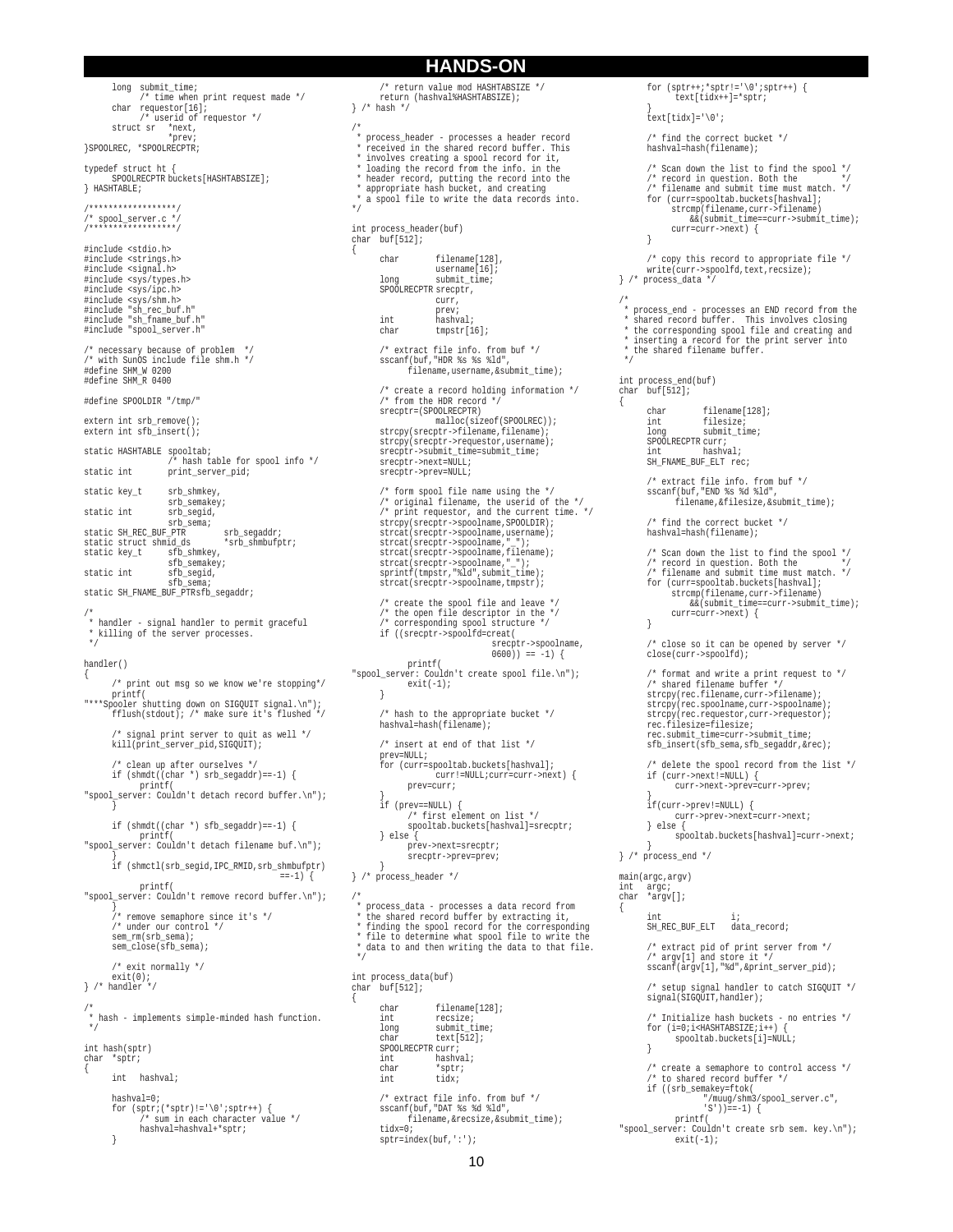```c
	long  submit_time;
		/* time when print request made */
	char  requestor[16];
		/* userid of requestor */
	struct sr   *next,
		    *prev;
}SPOOLREC, *SPOOLRECPTR;

typedef struct ht {
	SPOOLRECPTR buckets[HASHTABSIZE];
} HASHTABLE;

/******************/
/* spool_server.c */
/******************/

#include <stdio.h>
#include <strings.h>
#include <signal.h>
#include <sys/types.h>
#include <sys/ipc.h>
#include <sys/shm.h>
#include "sh_rec_buf.h"
#include "sh_fname_buf.h"
#include "spool_server.h"

/* necessary because of problem  */
/* with SunOS include file shm.h */
#define SHM_W 0200
#define SHM_R 0400

#define SPOOLDIR "/tmp/"

extern int srb_remove();
extern int sfb_insert();

static HASHTABLE spooltab;
		/* hash table for spool info */
static int	print_server_pid;

static key_t	srb_shmkey,
		srb_semakey;
static int	srb_segid,
		srb_sema;
static SH_REC_BUF_PTR	srb_segaddr;
static struct shmid_ds	*srb_shmbufptr;
static key_t	sfb_shmkey,
		sfb_semakey;
static int	sfb_segid,
		sfb_sema;
static SH_FNAME_BUF_PTRsfb_segaddr;

/*
 * handler - signal handler to permit graceful
 * killing of the server processes.
 */

handler()
{
	/* print out msg so we know we're stopping*/
	printf(
"***Spooler shutting down on SIGQUIT signal.\n");
	fflush(stdout); /* make sure it's flushed */

	/* signal print server to quit as well */
	kill(print_server_pid,SIGQUIT);

	/* clean up after ourselves */
	if (shmdt((char *) srb_segaddr)==-1) {
		printf(
"spool_server: Couldn't detach record buffer.\n");
	}

	if (shmdt((char *) sfb_segaddr)==-1) {
		printf(
"spool_server: Couldn't detach filename buf.\n");
	}
	if (shmctl(srb_segid,IPC_RMID,srb_shmbufptr)
						==-1) {
		printf(
"spool_server: Couldn't remove record buffer.\n");
	}
	/* remove semaphore since it's */
	/* under our control */
	sem_rm(srb_sema);
	sem_close(sfb_sema);

	/* exit normally */
	exit(0);
} /* handler */

/*
 * hash - implements simple-minded hash function.
 */

int hash(sptr)
char *sptr;
{
	int   hashval;

	hashval=0;
	for (sptr;(*sptr)!='\0';sptr++) {
		/* sum in each character value */
		hashval=hashval+*sptr;
	}
	/* return value mod HASHTABSIZE */
	return (hashval%HASHTABSIZE);
} /* hash */

/*
 * process_header - processes a header record
 * received in the shared record buffer. This
 * involves creating a spool record for it,
 * loading the record from the info. in the
 * header record, putting the record into the
 * appropriate hash bucket, and creating
 * a spool file to write the data records into.
 */

int process_header(buf)
char  buf[512];
{
	char	filename[128],
		username[16];
	long	submit_time;
	SPOOLRECPTR srecptr,
		curr,
		prev;
	int	hashval;
	char	tmpstr[16];

	/* extract file info. from buf */
	sscanf(buf,"HDR %s %s %ld",
		filename,username,&submit_time);

	/* create a record holding information */
	/* from the HDR record */
	srecptr=(SPOOLRECPTR)
		malloc(sizeof(SPOOLREC));
	strcpy(srecptr->filename,filename);
	strcpy(srecptr->requestor,username);
	srecptr->submit_time=submit_time;
	srecptr->next=NULL;
	srecptr->prev=NULL;

	/* form spool file name using the */
	/* original filename, the userid of the */
	/* print requestor, and the current time. */
	strcpy(srecptr->spoolname,SPOOLDIR);
	strcat(srecptr->spoolname,username);
	strcat(srecptr->spoolname,"_");
	strcat(srecptr->spoolname,filename);
	strcat(srecptr->spoolname,"_");
	sprintf(tmpstr,"%ld",submit_time);
	strcat(srecptr->spoolname,tmpstr);

	/* create the spool file and leave */
	/* the open file descriptor in the */
	/* corresponding spool structure */
	if ((srecptr->spoolfd=creat(
				srecptr->spoolname,
				0600)) == -1) {
		printf(
"spool_server: Couldn't create spool file.\n");
		exit(-1);
	}

	/* hash to the appropriate bucket */
	hashval=hash(filename);

	/* insert at end of that list */
	prev=NULL;
	for (curr=spooltab.buckets[hashval];
		curr!=NULL;curr=curr->next) {
		prev=curr;
	}
	if (prev==NULL) {
		/* first element on list */
		spooltab.buckets[hashval]=srecptr;
	} else {
		prev->next=srecptr;
		srecptr->prev=prev;
	}
} /* process_header */

/*
 * process_data - processes a data record from
 * the shared record buffer by extracting it,
 * finding the spool record for the corresponding
 * file to determine what spool file to write the
 * data to and then writing the data to that file.
 */

int process_data(buf)
char  buf[512];
{
	char	filename[128];
	int	recsize;
	long	submit_time;
	char	text[512];
	SPOOLRECPTR curr;
	int	hashval;
	char	*sptr;
	int	tidx;

	/* extract file info. from buf */
	sscanf(buf,"DAT %s %d %ld",
		filename,&recsize,&submit_time);
	tidx=0;
	sptr=index(buf,':');
	for (sptr++;*sptr!='\0';sptr++) {
		text[tidx++]=*sptr;
	}
	text[tidx]='\0';

	/* find the correct bucket */
	hashval=hash(filename);

	/* Scan down the list to find the spool */
	/* record in question. Both the         */
	/* filename and submit time must match. */
	for (curr=spooltab.buckets[hashval];
		strcmp(filename,curr->filename)
		  &&(submit_time==curr->submit_time);
		curr=curr->next) {
	}

	/* copy this record to appropriate file */
	write(curr->spoolfd,text,recsize);
} /* process_data */

/*
 * process_end - processes an END record from the
 * shared record buffer.  This involves closing
 * the corresponding spool file and creating and
 * inserting a record for the print server into
 * the shared filename buffer.
 */

int process_end(buf)
char  buf[512];
{
	char	filename[128];
	int	filesize;
	long	submit_time;
	SPOOLRECPTR curr;
	int	hashval;
	SH_FNAME_BUF_ELT rec;

	/* extract file info. from buf */
	sscanf(buf,"END %s %d %ld",
		filename,&filesize,&submit_time);

	/* find the correct bucket */
	hashval=hash(filename);

	/* Scan down the list to find the spool */
	/* record in question. Both the         */
	/* filename and submit time must match. */
	for (curr=spooltab.buckets[hashval];
		strcmp(filename,curr->filename)
		  &&(submit_time==curr->submit_time);
		curr=curr->next) {
	}

	/* close so it can be opened by server */
	close(curr->spoolfd);

	/* format and write a print request to */
	/* shared filename buffer */
	strcpy(rec.filename,curr->filename);
	strcpy(rec.spoolname,curr->spoolname);
	strcpy(rec.requestor,curr->requestor);
	rec.filesize=filesize;
	rec.submit_time=curr->submit_time;
	sfb_insert(sfb_sema,sfb_segaddr,&rec);

	/* delete the spool record from the list */
	if (curr->next!=NULL) {
		curr->next->prev=curr->prev;
	}
	if(curr->prev!=NULL) {
		curr->prev->next=curr->next;
	} else {
		spooltab.buckets[hashval]=curr->next;
	}
} /* process_end */

main(argc,argv)
int   argc;
char  *argv[];
{
	int		i;
	SH_REC_BUF_ELT	data_record;

	/* extract pid of print server from */
	/* argv[1] and store it */
	sscanf(argv[1],"%d",&print_server_pid);

	/* setup signal handler to catch SIGQUIT */
	signal(SIGQUIT,handler);

	/* Initialize hash buckets - no entries */
	for (i=0;i<HASHTABSIZE;i++) {
		spooltab.buckets[i]=NULL;
	}

	/* create a semaphore to control access */
	/* to shared record buffer */
	if ((srb_semakey=ftok(
		"/muug/shm3/spool_server.c",
		'S'))==-1) {
		printf(
"spool_server: Couldn't create srb sem. key.\n");
		exit(-1);
```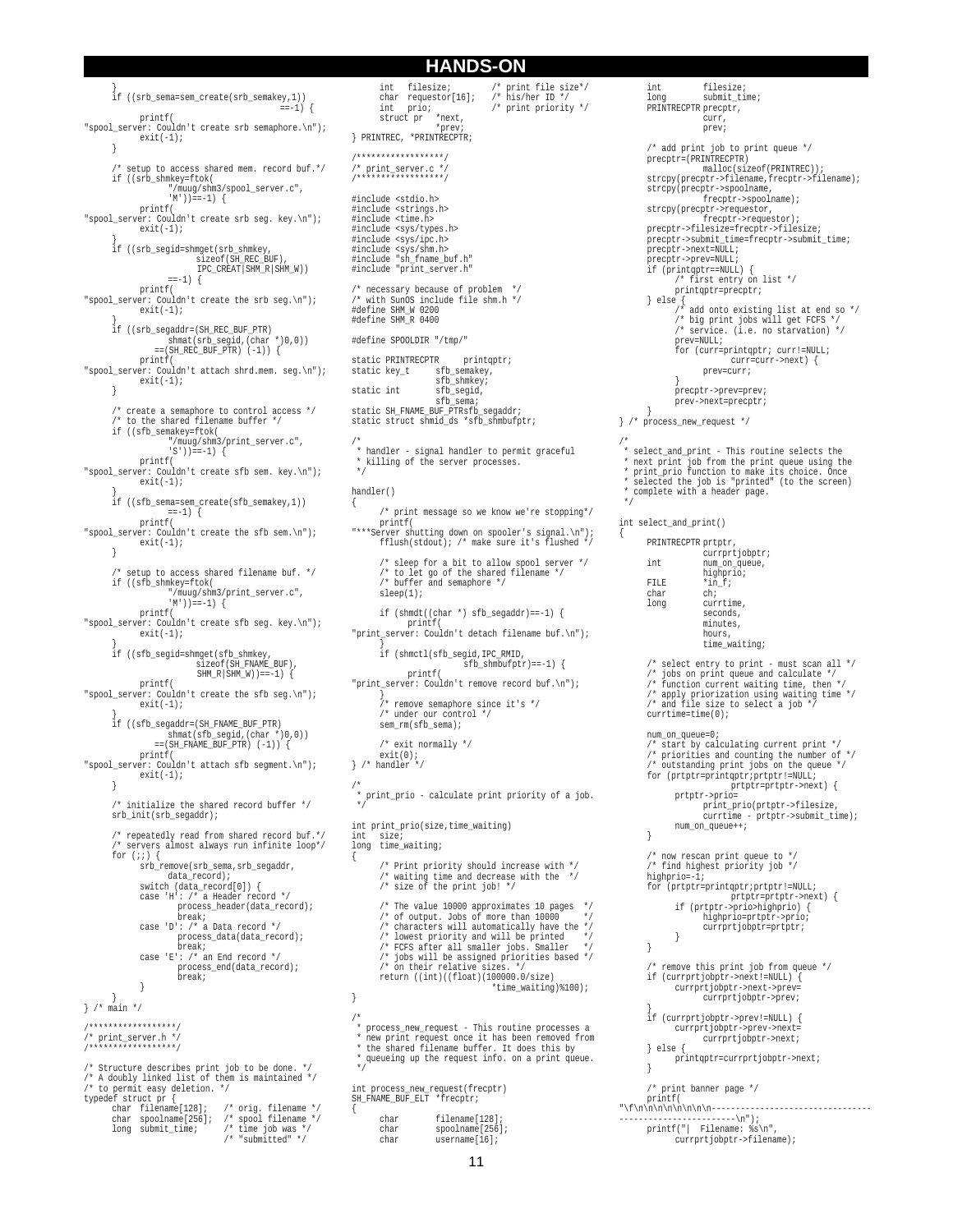```
        }
        if ((srb_sema=sem_create(srb_semakey,1))
                                        ==-1) {
            printf(
"spool_server: Couldn't create srb semaphore.\n");
            exit(-1);
        }

        /* setup to access shared mem. record buf.*/
        if ((srb_shmkey=ftok(
                "/muug/shm3/spool_server.c",
                'M'))==-1) {
            printf(
"spool_server: Couldn't create srb seg. key.\n");
            exit(-1);
        }
        if ((srb_segid=shmget(srb_shmkey,
                    sizeof(SH_REC_BUF),
                    IPC_CREAT|SHM_R|SHM_W))
                ==-1) {
            printf(
"spool_server: Couldn't create the srb seg.\n");
            exit(-1);
        }
        if ((srb_segaddr=(SH_REC_BUF_PTR)
                shmat(srb_segid,(char *)0,0))
            ==(SH_REC_BUF_PTR) (-1)) {
            printf(
"spool_server: Couldn't attach shrd.mem. seg.\n");
            exit(-1);
        }

        /* create a semaphore to control access */
        /* to the shared filename buffer */
        if ((sfb_semakey=ftok(
                "/muug/shm3/print_server.c",
                'S'))==-1) {
            printf(
"spool_server: Couldn't create sfb sem. key.\n");
            exit(-1);
        }
        if ((sfb_sema=sem_create(sfb_semakey,1))
                ==-1) {
            printf(
"spool_server: Couldn't create the sfb sem.\n");
            exit(-1);
        }

        /* setup to access shared filename buf. */
        if ((sfb_shmkey=ftok(
                "/muug/shm3/print_server.c",
                'M'))==-1) {
            printf(
"spool_server: Couldn't create sfb seg. key.\n");
            exit(-1);
        }
        if ((sfb_segid=shmget(sfb_shmkey,
                    sizeof(SH_FNAME_BUF),
                    SHM_R|SHM_W))==-1) {
            printf(
"spool_server: Couldn't create the sfb seg.\n");
            exit(-1);
        }
        if ((sfb_segaddr=(SH_FNAME_BUF_PTR)
                shmat(sfb_segid,(char *)0,0))
            ==(SH_FNAME_BUF_PTR) (-1)) {
            printf(
"spool_server: Couldn't attach sfb segment.\n");
            exit(-1);
        }

        /* initialize the shared record buffer */
        srb_init(srb_segaddr);

        /* repeatedly read from shared record buf.*/
        /* servers almost always run infinite loop*/
        for (;;) {
            srb_remove(srb_sema,srb_segaddr,
                data_record);
            switch (data_record[0]) {
            case 'H': /* a Header record */
                process_header(data_record);
                break;
            case 'D': /* a Data record */
                process_data(data_record);
                break;
            case 'E': /* an End record */
                process_end(data_record);
                break;
            }
        }
} /* main */

/******************/
/* print_server.h */
/******************/

/* Structure describes print job to be done. */
/* A doubly linked list of them is maintained */
/* to permit easy deletion. */
typedef struct pr {
        char  filename[128];    /* orig. filename */
        char  spoolname[256];   /* spool filename */
        long  submit_time;      /* time job was */
                                /* "submitted" */
        int   filesize;         /* print file size*/
        char  requestor[16];    /* his/her ID */
        int   prio;             /* print priority */
        struct pr   *next,
                    *prev;
} PRINTREC, *PRINTRECPTR;

/******************/
/* print_server.c */
/******************/

#include <stdio.h>
#include <strings.h>
#include <time.h>
#include <sys/types.h>
#include <sys/ipc.h>
#include <sys/shm.h>
#include "sh_fname_buf.h"
#include "print_server.h"

/* necessary because of problem  */
/* with SunOS include file shm.h */
#define SHM_W 0200
#define SHM_R 0400

#define SPOOLDIR "/tmp/"

static PRINTRECPTR     printqptr;
static key_t      sfb_semakey,
                  sfb_shmkey;
static int        sfb_segid,
                  sfb_sema;
static SH_FNAME_BUF_PTRsfb_segaddr;
static struct shmid_ds *sfb_shmbufptr;

/*
 * handler - signal handler to permit graceful
 * killing of the server processes.
 */

handler()
{
        /* print message so we know we're stopping*/
        printf(
"***Server shutting down on spooler's signal.\n");
        fflush(stdout); /* make sure it's flushed */

        /* sleep for a bit to allow spool server */
        /* to let go of the shared filename */
        /* buffer and semaphore */
        sleep(1);

        if (shmdt((char *) sfb_segaddr)==-1) {
            printf(
"print_server: Couldn't detach filename buf.\n");
        }
        if (shmctl(sfb_segid,IPC_RMID,
                    sfb_shmbufptr)==-1) {
            printf(
"print_server: Couldn't remove record buf.\n");
        }
        /* remove semaphore since it's */
        /* under our control */
        sem_rm(sfb_sema);

        /* exit normally */
        exit(0);
} /* handler */

/*
 * print_prio - calculate print priority of a job.
 */

int print_prio(size,time_waiting)
int   size;
long  time_waiting;
{
        /* Print priority should increase with */
        /* waiting time and decrease with the  */
        /* size of the print job! */

        /* The value 10000 approximates 10 pages  */
        /* of output. Jobs of more than 10000     */
        /* characters will automatically have the */
        /* lowest priority and will be printed    */
        /* FCFS after all smaller jobs. Smaller   */
        /* jobs will be assigned priorities based */
        /* on their relative sizes. */
        return ((int)((float)(100000.0/size)
                            *time_waiting)%100);
}

/*
 * process_new_request - This routine processes a
 * new print request once it has been removed from
 * the shared filename buffer. It does this by
 * queueing up the request info. on a print queue.
 */

int process_new_request(frecptr)
SH_FNAME_BUF_ELT *frecptr;
{
        char        filename[128];
        char        spoolname[256];
        char        username[16];
        int         filesize;
        long        submit_time;
        PRINTRECPTR precptr,
                    curr,
                    prev;

        /* add print job to print queue */
        precptr=(PRINTRECPTR)
                malloc(sizeof(PRINTREC));
        strcpy(precptr->filename,frecptr->filename);
        strcpy(precptr->spoolname,
                frecptr->spoolname);
        strcpy(precptr->requestor,
                frecptr->requestor);
        precptr->filesize=frecptr->filesize;
        precptr->submit_time=frecptr->submit_time;
        precptr->next=NULL;
        precptr->prev=NULL;
        if (printqptr==NULL) {
            /* first entry on list */
            printqptr=precptr;
        } else {
            /* add onto existing list at end so */
            /* big print jobs will get FCFS */
            /* service. (i.e. no starvation) */
            prev=NULL;
            for (curr=printqptr; curr!=NULL;
                    curr=curr->next) {
                prev=curr;
            }
            precptr->prev=prev;
            prev->next=precptr;
        }
} /* process_new_request */

/*
 * select_and_print - This routine selects the
 * next print job from the print queue using the
 * print_prio function to make its choice. Once
 * selected the job is "printed" (to the screen)
 * complete with a header page.
 */

int select_and_print()
{
        PRINTRECPTR prtptr,
                    currprtjobptr;
        int         num_on_queue,
                    highprio;
        FILE        *in_f;
        char        ch;
        long        currtime,
                    seconds,
                    minutes,
                    hours,
                    time_waiting;

        /* select entry to print - must scan all */
        /* jobs on print queue and calculate */
        /* function current waiting time, then */
        /* apply priorization using waiting time */
        /* and file size to select a job */
        currtime=time(0);

        num_on_queue=0;
        /* start by calculating current print */
        /* priorities and counting the number of */
        /* outstanding print jobs on the queue */
        for (prtptr=printqptr;prtptr!=NULL;
                    prtptr=prtptr->next) {
            prtptr->prio=
                print_prio(prtptr->filesize,
                currtime - prtptr->submit_time);
            num_on_queue++;
        }

        /* now rescan print queue to */
        /* find highest priority job */
        highprio=-1;
        for (prtptr=printqptr;prtptr!=NULL;
                    prtptr=prtptr->next) {
            if (prtptr->prio>highprio) {
                highprio=prtptr->prio;
                currprtjobptr=prtptr;
            }
        }

        /* remove this print job from queue */
        if (currprtjobptr->next!=NULL) {
            currprtjobptr->next->prev=
                currprtjobptr->prev;
        }
        if (currprtjobptr->prev!=NULL) {
            currprtjobptr->prev->next=
                currprtjobptr->next;
        } else {
            printqptr=currprtjobptr->next;
        }

        /* print banner page */
        printf(
"\f\n\n\n\n\n\n\n\n---------------------------------
-----------------------\n");
        printf("|  Filename: %s\n",
            currprtjobptr->filename);
```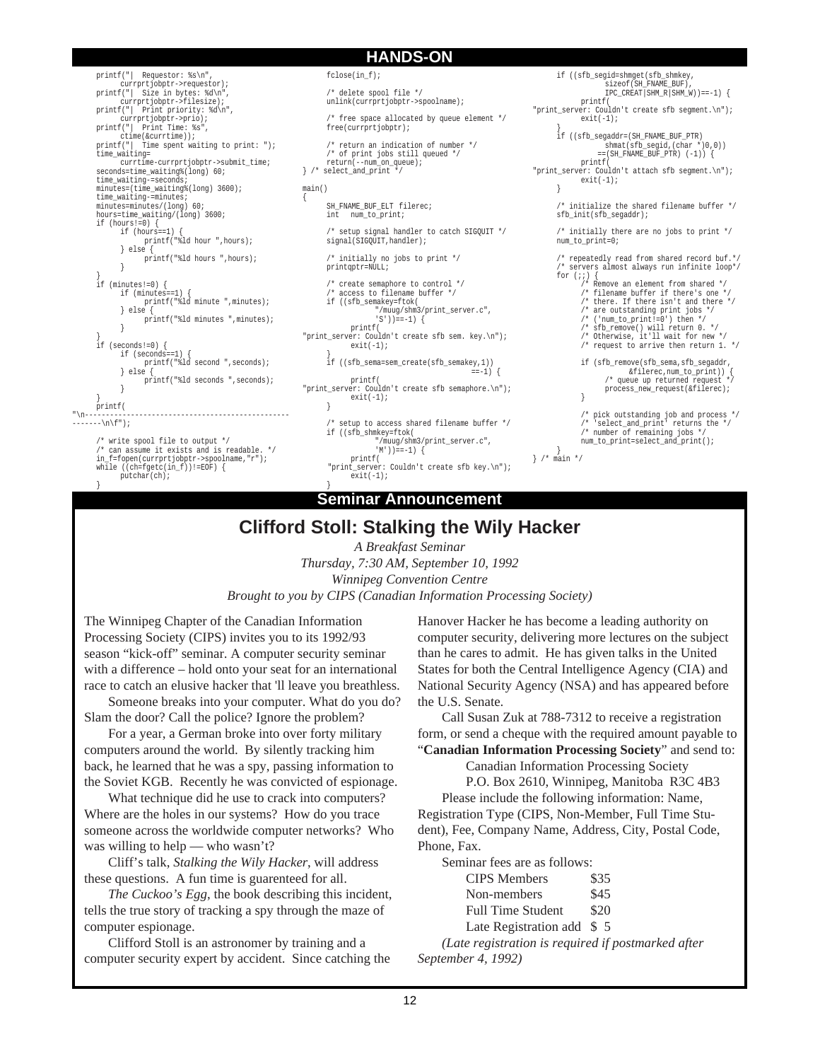## HANDS-ON

```
    printf("|  Requestor: %s\n",
          currprtjobptr->requestor);
    printf("|  Size in bytes: %d\n",
          currprtjobptr->filesize);
    printf("|  Print priority: %d\n",
          currprtjobptr->prio);
    printf("|  Print Time: %s",
          ctime(&currtime));
    printf("|  Time spent waiting to print: ");
    time_waiting=
          currtime-currprtjobptr->submit_time;
    seconds=time_waiting%(long) 60;
    time_waiting-=seconds;
    minutes=(time_waiting%(long) 3600);
    time_waiting-=minutes;
    minutes=minutes/(long) 60;
    hours=time_waiting/(long) 3600;
    if (hours!=0) {
          if (hours==1) {
                printf("%ld hour ",hours);
          } else {
                printf("%ld hours ",hours);
          }
    }
    if (minutes!=0) {
          if (minutes==1) {
                printf("%ld minute ",minutes);
          } else {
                printf("%ld minutes ",minutes);
          }
    }
    if (seconds!=0) {
          if (seconds==1) {
                printf("%ld second ",seconds);
          } else {
                printf("%ld seconds ",seconds);
          }
    }
    printf(
"\n--------------------------------------------------
-------\n\f");

    /* write spool file to output */
    /* can assume it exists and is readable. */
    in_f=fopen(currprtjobptr->spoolname,"r");
    while ((ch=fgetc(in_f))!=EOF) {
          putchar(ch);
    }
    fclose(in_f);

    /* delete spool file */
    unlink(currprtjobptr->spoolname);

    /* free space allocated by queue element */
    free(currprtjobptr);

    /* return an indication of number */
    /* of print jobs still queued */
    return(--num_on_queue);
} /* select_and_print */

main()
{
    SH_FNAME_BUF_ELT filerec;
    int   num_to_print;

    /* setup signal handler to catch SIGQUIT */
    signal(SIGQUIT,handler);

    /* initially no jobs to print */
    printqptr=NULL;

    /* create semaphore to control */
    /* access to filename buffer */
    if ((sfb_semakey=ftok(
                "/muug/shm3/print_server.c",
                'S'))==-1) {
          printf(
"print_server: Couldn't create sfb sem. key.\n");
          exit(-1);
    }
    if ((sfb_sema=sem_create(sfb_semakey,1))
                                        ==-1) {
          printf(
"print_server: Couldn't create sfb semaphore.\n");
          exit(-1);
    }

    /* setup to access shared filename buffer */
    if ((sfb_shmkey=ftok(
                "/muug/shm3/print_server.c",
                'M'))==-1) {
          printf(
     "print_server: Couldn't create sfb key.\n");
          exit(-1);
    }
    if ((sfb_segid=shmget(sfb_shmkey,
                sizeof(SH_FNAME_BUF),
                IPC_CREAT|SHM_R|SHM_W))==-1) {
          printf(
"print_server: Couldn't create sfb segment.\n");
          exit(-1);
    }
    if ((sfb_segaddr=(SH_FNAME_BUF_PTR)
                shmat(sfb_segid,(char *)0,0))
               ==(SH_FNAME_BUF_PTR) (-1)) {
          printf(
"print_server: Couldn't attach sfb segment.\n");
          exit(-1);
    }

    /* initialize the shared filename buffer */
    sfb_init(sfb_segaddr);

    /* initially there are no jobs to print */
    num_to_print=0;

    /* repeatedly read from shared record buf.*/
    /* servers almost always run infinite loop*/
    for (;;) {
          /* Remove an element from shared */
          /* filename buffer if there's one */
          /* there. If there isn't and there */
          /* are outstanding print jobs */
          /* ('num_to_print!=0') then */
          /* sfb_remove() will return 0. */
          /* Otherwise, it'll wait for new */
          /* request to arrive then return 1. */

          if (sfb_remove(sfb_sema,sfb_segaddr,
                    &filerec,num_to_print)) {
                /* queue up returned request */
                process_new_request(&filerec);
          }

          /* pick outstanding job and process */
          /* 'select_and_print' returns the */
          /* number of remaining jobs */
          num_to_print=select_and_print();
    }
} /* main */
```

## Seminar Announcement

# Clifford Stoll: Stalking the Wily Hacker

*A Breakfast Seminar*
*Thursday, 7:30 AM, September 10, 1992*
*Winnipeg Convention Centre*
*Brought to you by CIPS (Canadian Information Processing Society)*

The Winnipeg Chapter of the Canadian Information Processing Society (CIPS) invites you to its 1992/93 season "kick-off" seminar. A computer security seminar with a difference – hold onto your seat for an international race to catch an elusive hacker that 'll leave you breathless.

Someone breaks into your computer. What do you do? Slam the door? Call the police? Ignore the problem?

For a year, a German broke into over forty military computers around the world. By silently tracking him back, he learned that he was a spy, passing information to the Soviet KGB. Recently he was convicted of espionage.

What technique did he use to crack into computers? Where are the holes in our systems? How do you trace someone across the worldwide computer networks? Who was willing to help — who wasn't?

Cliff's talk, *Stalking the Wily Hacker*, will address these questions. A fun time is guarenteed for all.

*The Cuckoo's Egg*, the book describing this incident, tells the true story of tracking a spy through the maze of computer espionage.

Clifford Stoll is an astronomer by training and a computer security expert by accident. Since catching the Hanover Hacker he has become a leading authority on computer security, delivering more lectures on the subject than he cares to admit. He has given talks in the United States for both the Central Intelligence Agency (CIA) and National Security Agency (NSA) and has appeared before the U.S. Senate.

Call Susan Zuk at 788-7312 to receive a registration form, or send a cheque with the required amount payable to "**Canadian Information Processing Society**" and send to:

Canadian Information Processing Society
P.O. Box 2610, Winnipeg, Manitoba R3C 4B3

Please include the following information: Name, Registration Type (CIPS, Non-Member, Full Time Student), Fee, Company Name, Address, City, Postal Code, Phone, Fax.

Seminar fees are as follows:

| | |
|---|---|
| CIPS Members | $35 |
| Non-members | $45 |
| Full Time Student | $20 |
| Late Registration add | $ 5 |

*(Late registration is required if postmarked after September 4, 1992)*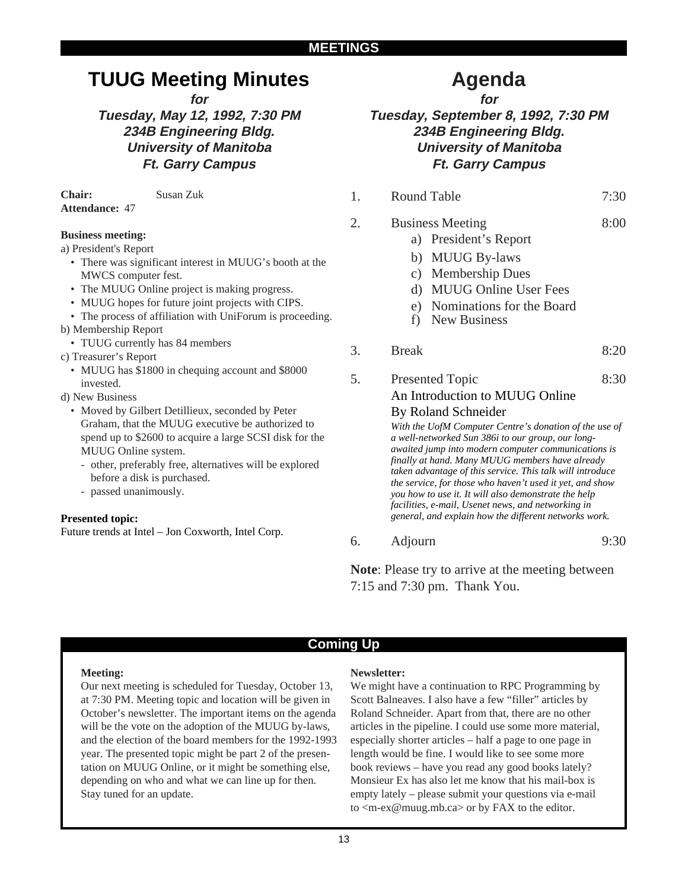MEETINGS

# TUUG Meeting Minutes

***for***
***Tuesday, May 12, 1992, 7:30 PM***
***234B Engineering Bldg.***
***University of Manitoba***
***Ft. Garry Campus***

**Chair:** Susan Zuk
**Attendance:** 47

**Business meeting:**

a) President's Report
- There was significant interest in MUUG's booth at the MWCS computer fest.
- The MUUG Online project is making progress.
- MUUG hopes for future joint projects with CIPS.
- The process of affiliation with UniForum is proceeding.

b) Membership Report
- TUUG currently has 84 members

c) Treasurer's Report
- MUUG has $1800 in chequing account and $8000 invested.

d) New Business
- Moved by Gilbert Detillieux, seconded by Peter Graham, that the MUUG executive be authorized to spend up to $2600 to acquire a large SCSI disk for the MUUG Online system.
  - other, preferably free, alternatives will be explored before a disk is purchased.
  - passed unanimously.

**Presented topic:**
Future trends at Intel – Jon Coxworth, Intel Corp.

# Agenda

***for***
***Tuesday, September 8, 1992, 7:30 PM***
***234B Engineering Bldg.***
***University of Manitoba***
***Ft. Garry Campus***

1. Round Table — 7:30
2. Business Meeting — 8:00
   a) President's Report
   b) MUUG By-laws
   c) Membership Dues
   d) MUUG Online User Fees
   e) Nominations for the Board
   f) New Business
3. Break — 8:20
5. Presented Topic — 8:30
   An Introduction to MUUG Online
   By Roland Schneider
   *With the UofM Computer Centre's donation of the use of a well-networked Sun 386i to our group, our long-awaited jump into modern computer communications is finally at hand. Many MUUG members have already taken advantage of this service. This talk will introduce the service, for those who haven't used it yet, and show you how to use it. It will also demonstrate the help facilities, e-mail, Usenet news, and networking in general, and explain how the different networks work.*
6. Adjourn — 9:30

**Note**: Please try to arrive at the meeting between 7:15 and 7:30 pm. Thank You.

## Coming Up

**Meeting:**
Our next meeting is scheduled for Tuesday, October 13, at 7:30 PM. Meeting topic and location will be given in October's newsletter. The important items on the agenda will be the vote on the adoption of the MUUG by-laws, and the election of the board members for the 1992-1993 year. The presented topic might be part 2 of the presentation on MUUG Online, or it might be something else, depending on who and what we can line up for then. Stay tuned for an update.

**Newsletter:**
We might have a continuation to RPC Programming by Scott Balneaves. I also have a few "filler" articles by Roland Schneider. Apart from that, there are no other articles in the pipeline. I could use some more material, especially shorter articles – half a page to one page in length would be fine. I would like to see some more book reviews – have you read any good books lately? Monsieur Ex has also let me know that his mail-box is empty lately – please submit your questions via e-mail to <m-ex@muug.mb.ca> or by FAX to the editor.